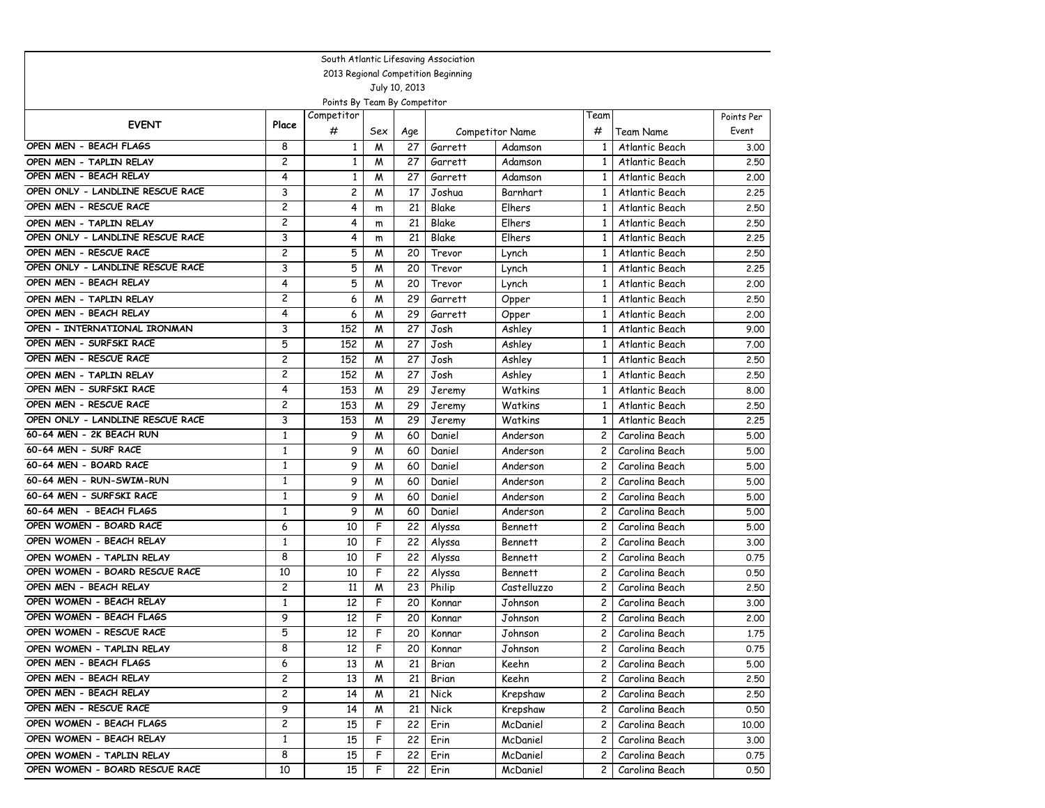South Atlantic Lifesaving Association

2013 Regional Competition Beginning

July 10, 2013

Points By Team By Competitor

| EVENT | Place | Competitor # | Sex | Age | Competitor Name | | Team # | Team Name | Points Per Event |
|---|---|---|---|---|---|---|---|---|---|
| OPEN MEN - BEACH FLAGS | 8 | 1 | M | 27 | Garrett | Adamson | 1 | Atlantic Beach | 3.00 |
| OPEN MEN - TAPLIN RELAY | 2 | 1 | M | 27 | Garrett | Adamson | 1 | Atlantic Beach | 2.50 |
| OPEN MEN - BEACH RELAY | 4 | 1 | M | 27 | Garrett | Adamson | 1 | Atlantic Beach | 2.00 |
| OPEN ONLY - LANDLINE RESCUE RACE | 3 | 2 | M | 17 | Joshua | Barnhart | 1 | Atlantic Beach | 2.25 |
| OPEN MEN - RESCUE RACE | 2 | 4 | m | 21 | Blake | Elhers | 1 | Atlantic Beach | 2.50 |
| OPEN MEN - TAPLIN RELAY | 2 | 4 | m | 21 | Blake | Elhers | 1 | Atlantic Beach | 2.50 |
| OPEN ONLY - LANDLINE RESCUE RACE | 3 | 4 | m | 21 | Blake | Elhers | 1 | Atlantic Beach | 2.25 |
| OPEN MEN - RESCUE RACE | 2 | 5 | M | 20 | Trevor | Lynch | 1 | Atlantic Beach | 2.50 |
| OPEN ONLY - LANDLINE RESCUE RACE | 3 | 5 | M | 20 | Trevor | Lynch | 1 | Atlantic Beach | 2.25 |
| OPEN MEN - BEACH RELAY | 4 | 5 | M | 20 | Trevor | Lynch | 1 | Atlantic Beach | 2.00 |
| OPEN MEN - TAPLIN RELAY | 2 | 6 | M | 29 | Garrett | Opper | 1 | Atlantic Beach | 2.50 |
| OPEN MEN - BEACH RELAY | 4 | 6 | M | 29 | Garrett | Opper | 1 | Atlantic Beach | 2.00 |
| OPEN - INTERNATIONAL IRONMAN | 3 | 152 | M | 27 | Josh | Ashley | 1 | Atlantic Beach | 9.00 |
| OPEN MEN - SURFSKI RACE | 5 | 152 | M | 27 | Josh | Ashley | 1 | Atlantic Beach | 7.00 |
| OPEN MEN - RESCUE RACE | 2 | 152 | M | 27 | Josh | Ashley | 1 | Atlantic Beach | 2.50 |
| OPEN MEN - TAPLIN RELAY | 2 | 152 | M | 27 | Josh | Ashley | 1 | Atlantic Beach | 2.50 |
| OPEN MEN - SURFSKI RACE | 4 | 153 | M | 29 | Jeremy | Watkins | 1 | Atlantic Beach | 8.00 |
| OPEN MEN - RESCUE RACE | 2 | 153 | M | 29 | Jeremy | Watkins | 1 | Atlantic Beach | 2.50 |
| OPEN ONLY - LANDLINE RESCUE RACE | 3 | 153 | M | 29 | Jeremy | Watkins | 1 | Atlantic Beach | 2.25 |
| 60-64 MEN - 2K BEACH RUN | 1 | 9 | M | 60 | Daniel | Anderson | 2 | Carolina Beach | 5.00 |
| 60-64 MEN - SURF RACE | 1 | 9 | M | 60 | Daniel | Anderson | 2 | Carolina Beach | 5.00 |
| 60-64 MEN - BOARD RACE | 1 | 9 | M | 60 | Daniel | Anderson | 2 | Carolina Beach | 5.00 |
| 60-64 MEN - RUN-SWIM-RUN | 1 | 9 | M | 60 | Daniel | Anderson | 2 | Carolina Beach | 5.00 |
| 60-64 MEN - SURFSKI RACE | 1 | 9 | M | 60 | Daniel | Anderson | 2 | Carolina Beach | 5.00 |
| 60-64 MEN - BEACH FLAGS | 1 | 9 | M | 60 | Daniel | Anderson | 2 | Carolina Beach | 5.00 |
| OPEN WOMEN - BOARD RACE | 6 | 10 | F | 22 | Alyssa | Bennett | 2 | Carolina Beach | 5.00 |
| OPEN WOMEN - BEACH RELAY | 1 | 10 | F | 22 | Alyssa | Bennett | 2 | Carolina Beach | 3.00 |
| OPEN WOMEN - TAPLIN RELAY | 8 | 10 | F | 22 | Alyssa | Bennett | 2 | Carolina Beach | 0.75 |
| OPEN WOMEN - BOARD RESCUE RACE | 10 | 10 | F | 22 | Alyssa | Bennett | 2 | Carolina Beach | 0.50 |
| OPEN MEN - BEACH RELAY | 2 | 11 | M | 23 | Philip | Castelluzzo | 2 | Carolina Beach | 2.50 |
| OPEN WOMEN - BEACH RELAY | 1 | 12 | F | 20 | Konnar | Johnson | 2 | Carolina Beach | 3.00 |
| OPEN WOMEN - BEACH FLAGS | 9 | 12 | F | 20 | Konnar | Johnson | 2 | Carolina Beach | 2.00 |
| OPEN WOMEN - RESCUE RACE | 5 | 12 | F | 20 | Konnar | Johnson | 2 | Carolina Beach | 1.75 |
| OPEN WOMEN - TAPLIN RELAY | 8 | 12 | F | 20 | Konnar | Johnson | 2 | Carolina Beach | 0.75 |
| OPEN MEN - BEACH FLAGS | 6 | 13 | M | 21 | Brian | Keehn | 2 | Carolina Beach | 5.00 |
| OPEN MEN - BEACH RELAY | 2 | 13 | M | 21 | Brian | Keehn | 2 | Carolina Beach | 2.50 |
| OPEN MEN - BEACH RELAY | 2 | 14 | M | 21 | Nick | Krepshaw | 2 | Carolina Beach | 2.50 |
| OPEN MEN - RESCUE RACE | 9 | 14 | M | 21 | Nick | Krepshaw | 2 | Carolina Beach | 0.50 |
| OPEN WOMEN - BEACH FLAGS | 2 | 15 | F | 22 | Erin | McDaniel | 2 | Carolina Beach | 10.00 |
| OPEN WOMEN - BEACH RELAY | 1 | 15 | F | 22 | Erin | McDaniel | 2 | Carolina Beach | 3.00 |
| OPEN WOMEN - TAPLIN RELAY | 8 | 15 | F | 22 | Erin | McDaniel | 2 | Carolina Beach | 0.75 |
| OPEN WOMEN - BOARD RESCUE RACE | 10 | 15 | F | 22 | Erin | McDaniel | 2 | Carolina Beach | 0.50 |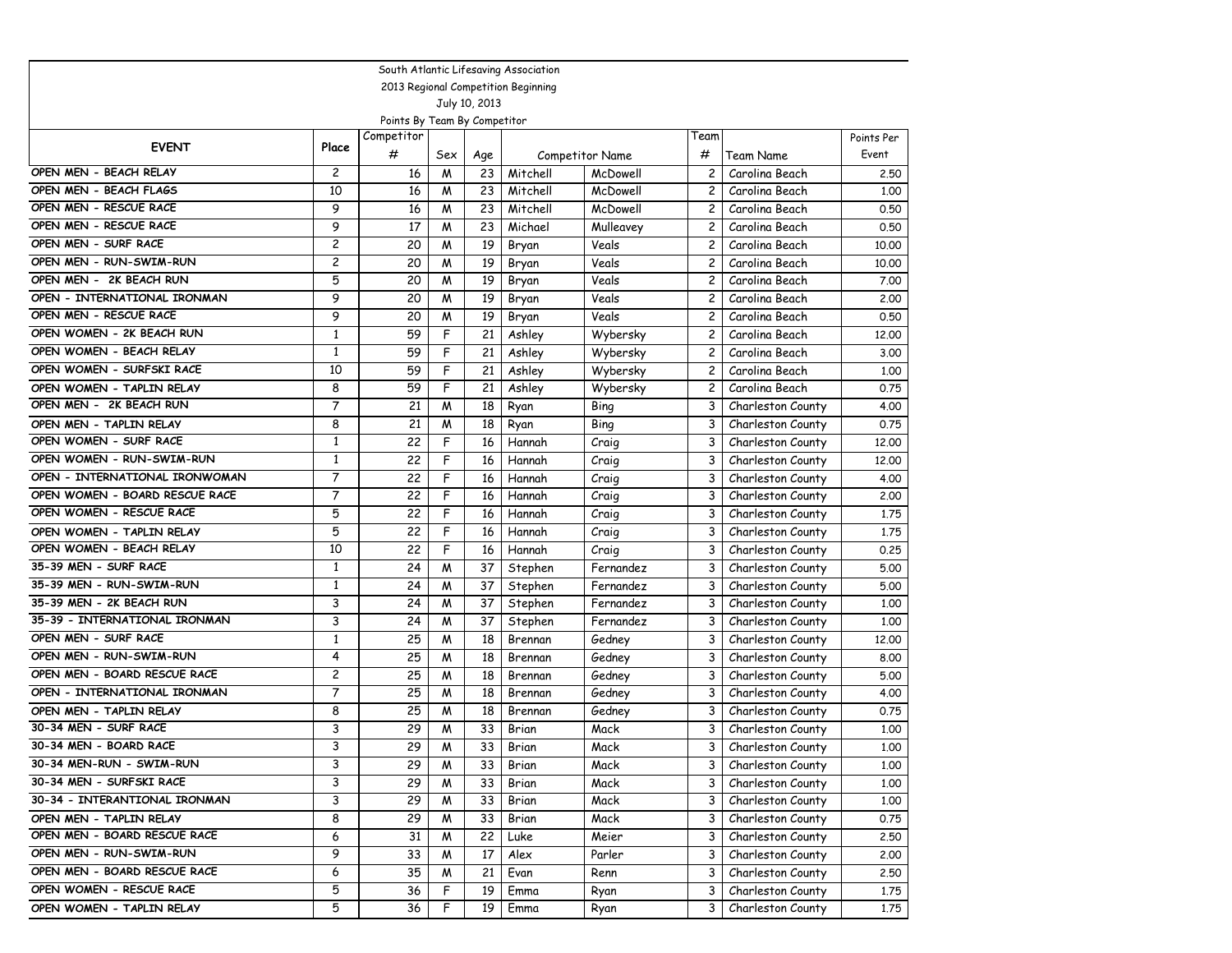South Atlantic Lifesaving Association

2013 Regional Competition Beginning

July 10, 2013

Points By Team By Competitor

| EVENT | Place | Competitor # | Sex | Age | Competitor Name | | Team # | Team Name | Points Per Event |
|---|---|---|---|---|---|---|---|---|---|
| OPEN MEN - BEACH RELAY | 2 | 16 | M | 23 | Mitchell | McDowell | 2 | Carolina Beach | 2.50 |
| OPEN MEN - BEACH FLAGS | 10 | 16 | M | 23 | Mitchell | McDowell | 2 | Carolina Beach | 1.00 |
| OPEN MEN - RESCUE RACE | 9 | 16 | M | 23 | Mitchell | McDowell | 2 | Carolina Beach | 0.50 |
| OPEN MEN - RESCUE RACE | 9 | 17 | M | 23 | Michael | Mulleavey | 2 | Carolina Beach | 0.50 |
| OPEN MEN - SURF RACE | 2 | 20 | M | 19 | Bryan | Veals | 2 | Carolina Beach | 10.00 |
| OPEN MEN - RUN-SWIM-RUN | 2 | 20 | M | 19 | Bryan | Veals | 2 | Carolina Beach | 10.00 |
| OPEN MEN - 2K BEACH RUN | 5 | 20 | M | 19 | Bryan | Veals | 2 | Carolina Beach | 7.00 |
| OPEN - INTERNATIONAL IRONMAN | 9 | 20 | M | 19 | Bryan | Veals | 2 | Carolina Beach | 2.00 |
| OPEN MEN - RESCUE RACE | 9 | 20 | M | 19 | Bryan | Veals | 2 | Carolina Beach | 0.50 |
| OPEN WOMEN - 2K BEACH RUN | 1 | 59 | F | 21 | Ashley | Wybersky | 2 | Carolina Beach | 12.00 |
| OPEN WOMEN - BEACH RELAY | 1 | 59 | F | 21 | Ashley | Wybersky | 2 | Carolina Beach | 3.00 |
| OPEN WOMEN - SURFSKI RACE | 10 | 59 | F | 21 | Ashley | Wybersky | 2 | Carolina Beach | 1.00 |
| OPEN WOMEN - TAPLIN RELAY | 8 | 59 | F | 21 | Ashley | Wybersky | 2 | Carolina Beach | 0.75 |
| OPEN MEN - 2K BEACH RUN | 7 | 21 | M | 18 | Ryan | Bing | 3 | Charleston County | 4.00 |
| OPEN MEN - TAPLIN RELAY | 8 | 21 | M | 18 | Ryan | Bing | 3 | Charleston County | 0.75 |
| OPEN WOMEN - SURF RACE | 1 | 22 | F | 16 | Hannah | Craig | 3 | Charleston County | 12.00 |
| OPEN WOMEN - RUN-SWIM-RUN | 1 | 22 | F | 16 | Hannah | Craig | 3 | Charleston County | 12.00 |
| OPEN - INTERNATIONAL IRONWOMAN | 7 | 22 | F | 16 | Hannah | Craig | 3 | Charleston County | 4.00 |
| OPEN WOMEN - BOARD RESCUE RACE | 7 | 22 | F | 16 | Hannah | Craig | 3 | Charleston County | 2.00 |
| OPEN WOMEN - RESCUE RACE | 5 | 22 | F | 16 | Hannah | Craig | 3 | Charleston County | 1.75 |
| OPEN WOMEN - TAPLIN RELAY | 5 | 22 | F | 16 | Hannah | Craig | 3 | Charleston County | 1.75 |
| OPEN WOMEN - BEACH RELAY | 10 | 22 | F | 16 | Hannah | Craig | 3 | Charleston County | 0.25 |
| 35-39 MEN - SURF RACE | 1 | 24 | M | 37 | Stephen | Fernandez | 3 | Charleston County | 5.00 |
| 35-39 MEN - RUN-SWIM-RUN | 1 | 24 | M | 37 | Stephen | Fernandez | 3 | Charleston County | 5.00 |
| 35-39 MEN - 2K BEACH RUN | 3 | 24 | M | 37 | Stephen | Fernandez | 3 | Charleston County | 1.00 |
| 35-39 - INTERNATIONAL IRONMAN | 3 | 24 | M | 37 | Stephen | Fernandez | 3 | Charleston County | 1.00 |
| OPEN MEN - SURF RACE | 1 | 25 | M | 18 | Brennan | Gedney | 3 | Charleston County | 12.00 |
| OPEN MEN - RUN-SWIM-RUN | 4 | 25 | M | 18 | Brennan | Gedney | 3 | Charleston County | 8.00 |
| OPEN MEN - BOARD RESCUE RACE | 2 | 25 | M | 18 | Brennan | Gedney | 3 | Charleston County | 5.00 |
| OPEN - INTERNATIONAL IRONMAN | 7 | 25 | M | 18 | Brennan | Gedney | 3 | Charleston County | 4.00 |
| OPEN MEN - TAPLIN RELAY | 8 | 25 | M | 18 | Brennan | Gedney | 3 | Charleston County | 0.75 |
| 30-34 MEN - SURF RACE | 3 | 29 | M | 33 | Brian | Mack | 3 | Charleston County | 1.00 |
| 30-34 MEN - BOARD RACE | 3 | 29 | M | 33 | Brian | Mack | 3 | Charleston County | 1.00 |
| 30-34 MEN-RUN - SWIM-RUN | 3 | 29 | M | 33 | Brian | Mack | 3 | Charleston County | 1.00 |
| 30-34 MEN - SURFSKI RACE | 3 | 29 | M | 33 | Brian | Mack | 3 | Charleston County | 1.00 |
| 30-34 - INTERANTIONAL IRONMAN | 3 | 29 | M | 33 | Brian | Mack | 3 | Charleston County | 1.00 |
| OPEN MEN - TAPLIN RELAY | 8 | 29 | M | 33 | Brian | Mack | 3 | Charleston County | 0.75 |
| OPEN MEN - BOARD RESCUE RACE | 6 | 31 | M | 22 | Luke | Meier | 3 | Charleston County | 2.50 |
| OPEN MEN - RUN-SWIM-RUN | 9 | 33 | M | 17 | Alex | Parler | 3 | Charleston County | 2.00 |
| OPEN MEN - BOARD RESCUE RACE | 6 | 35 | M | 21 | Evan | Renn | 3 | Charleston County | 2.50 |
| OPEN WOMEN - RESCUE RACE | 5 | 36 | F | 19 | Emma | Ryan | 3 | Charleston County | 1.75 |
| OPEN WOMEN - TAPLIN RELAY | 5 | 36 | F | 19 | Emma | Ryan | 3 | Charleston County | 1.75 |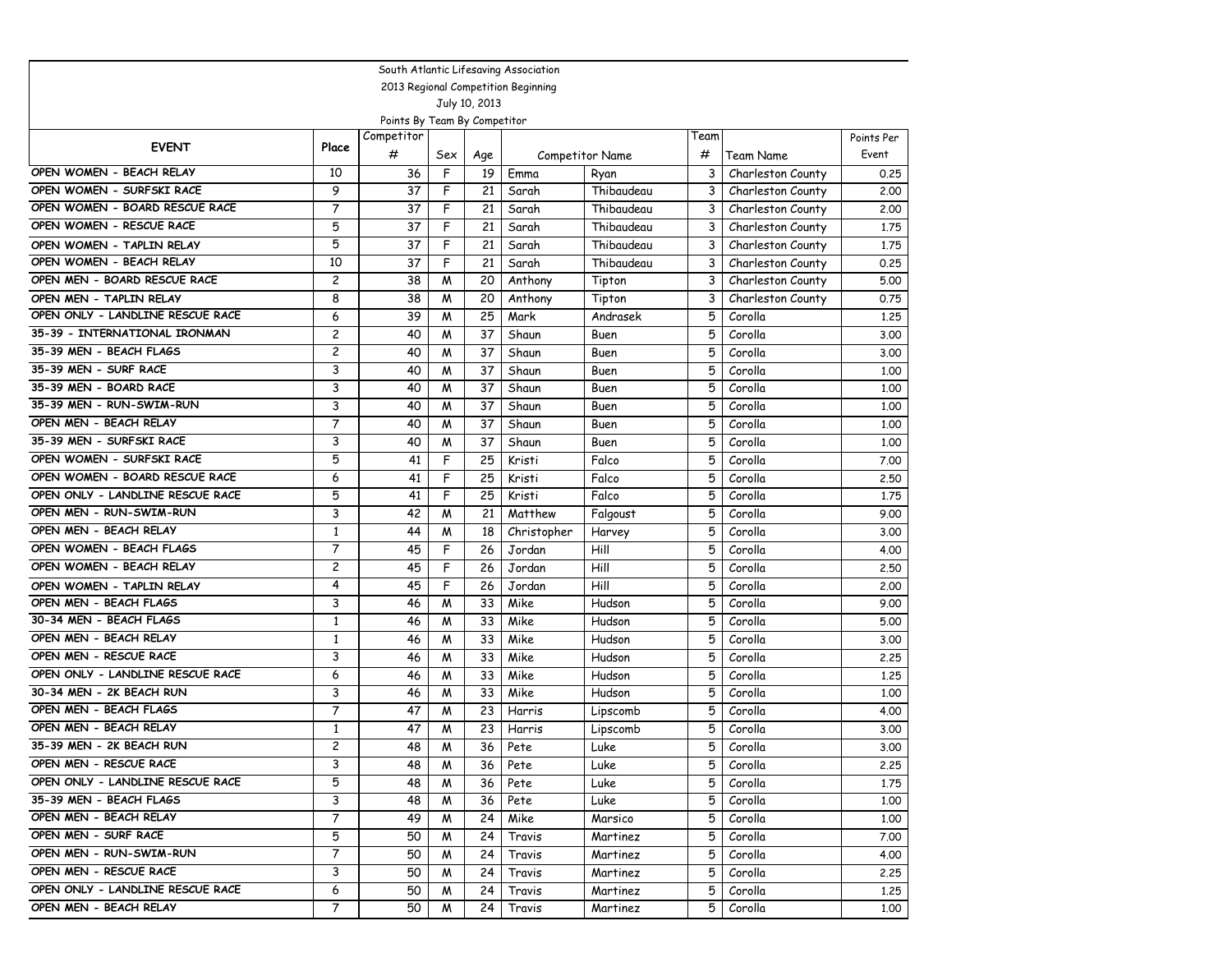South Atlantic Lifesaving Association

2013 Regional Competition Beginning

July 10, 2013

Points By Team By Competitor

| EVENT | Place | Competitor # | Sex | Age | Competitor Name | | Team # | Team Name | Points Per Event |
|---|---|---|---|---|---|---|---|---|---|
| OPEN WOMEN - BEACH RELAY | 10 | 36 | F | 19 | Emma | Ryan | 3 | Charleston County | 0.25 |
| OPEN WOMEN - SURFSKI RACE | 9 | 37 | F | 21 | Sarah | Thibaudeau | 3 | Charleston County | 2.00 |
| OPEN WOMEN - BOARD RESCUE RACE | 7 | 37 | F | 21 | Sarah | Thibaudeau | 3 | Charleston County | 2.00 |
| OPEN WOMEN - RESCUE RACE | 5 | 37 | F | 21 | Sarah | Thibaudeau | 3 | Charleston County | 1.75 |
| OPEN WOMEN - TAPLIN RELAY | 5 | 37 | F | 21 | Sarah | Thibaudeau | 3 | Charleston County | 1.75 |
| OPEN WOMEN - BEACH RELAY | 10 | 37 | F | 21 | Sarah | Thibaudeau | 3 | Charleston County | 0.25 |
| OPEN MEN - BOARD RESCUE RACE | 2 | 38 | M | 20 | Anthony | Tipton | 3 | Charleston County | 5.00 |
| OPEN MEN - TAPLIN RELAY | 8 | 38 | M | 20 | Anthony | Tipton | 3 | Charleston County | 0.75 |
| OPEN ONLY - LANDLINE RESCUE RACE | 6 | 39 | M | 25 | Mark | Andrasek | 5 | Corolla | 1.25 |
| 35-39 - INTERNATIONAL IRONMAN | 2 | 40 | M | 37 | Shaun | Buen | 5 | Corolla | 3.00 |
| 35-39 MEN - BEACH FLAGS | 2 | 40 | M | 37 | Shaun | Buen | 5 | Corolla | 3.00 |
| 35-39 MEN - SURF RACE | 3 | 40 | M | 37 | Shaun | Buen | 5 | Corolla | 1.00 |
| 35-39 MEN - BOARD RACE | 3 | 40 | M | 37 | Shaun | Buen | 5 | Corolla | 1.00 |
| 35-39 MEN - RUN-SWIM-RUN | 3 | 40 | M | 37 | Shaun | Buen | 5 | Corolla | 1.00 |
| OPEN MEN - BEACH RELAY | 7 | 40 | M | 37 | Shaun | Buen | 5 | Corolla | 1.00 |
| 35-39 MEN - SURFSKI RACE | 3 | 40 | M | 37 | Shaun | Buen | 5 | Corolla | 1.00 |
| OPEN WOMEN - SURFSKI RACE | 5 | 41 | F | 25 | Kristi | Falco | 5 | Corolla | 7.00 |
| OPEN WOMEN - BOARD RESCUE RACE | 6 | 41 | F | 25 | Kristi | Falco | 5 | Corolla | 2.50 |
| OPEN ONLY - LANDLINE RESCUE RACE | 5 | 41 | F | 25 | Kristi | Falco | 5 | Corolla | 1.75 |
| OPEN MEN - RUN-SWIM-RUN | 3 | 42 | M | 21 | Matthew | Falgoust | 5 | Corolla | 9.00 |
| OPEN MEN - BEACH RELAY | 1 | 44 | M | 18 | Christopher | Harvey | 5 | Corolla | 3.00 |
| OPEN WOMEN - BEACH FLAGS | 7 | 45 | F | 26 | Jordan | Hill | 5 | Corolla | 4.00 |
| OPEN WOMEN - BEACH RELAY | 2 | 45 | F | 26 | Jordan | Hill | 5 | Corolla | 2.50 |
| OPEN WOMEN - TAPLIN RELAY | 4 | 45 | F | 26 | Jordan | Hill | 5 | Corolla | 2.00 |
| OPEN MEN - BEACH FLAGS | 3 | 46 | M | 33 | Mike | Hudson | 5 | Corolla | 9.00 |
| 30-34 MEN - BEACH FLAGS | 1 | 46 | M | 33 | Mike | Hudson | 5 | Corolla | 5.00 |
| OPEN MEN - BEACH RELAY | 1 | 46 | M | 33 | Mike | Hudson | 5 | Corolla | 3.00 |
| OPEN MEN - RESCUE RACE | 3 | 46 | M | 33 | Mike | Hudson | 5 | Corolla | 2.25 |
| OPEN ONLY - LANDLINE RESCUE RACE | 6 | 46 | M | 33 | Mike | Hudson | 5 | Corolla | 1.25 |
| 30-34 MEN - 2K BEACH RUN | 3 | 46 | M | 33 | Mike | Hudson | 5 | Corolla | 1.00 |
| OPEN MEN - BEACH FLAGS | 7 | 47 | M | 23 | Harris | Lipscomb | 5 | Corolla | 4.00 |
| OPEN MEN - BEACH RELAY | 1 | 47 | M | 23 | Harris | Lipscomb | 5 | Corolla | 3.00 |
| 35-39 MEN - 2K BEACH RUN | 2 | 48 | M | 36 | Pete | Luke | 5 | Corolla | 3.00 |
| OPEN MEN - RESCUE RACE | 3 | 48 | M | 36 | Pete | Luke | 5 | Corolla | 2.25 |
| OPEN ONLY - LANDLINE RESCUE RACE | 5 | 48 | M | 36 | Pete | Luke | 5 | Corolla | 1.75 |
| 35-39 MEN - BEACH FLAGS | 3 | 48 | M | 36 | Pete | Luke | 5 | Corolla | 1.00 |
| OPEN MEN - BEACH RELAY | 7 | 49 | M | 24 | Mike | Marsico | 5 | Corolla | 1.00 |
| OPEN MEN - SURF RACE | 5 | 50 | M | 24 | Travis | Martinez | 5 | Corolla | 7.00 |
| OPEN MEN - RUN-SWIM-RUN | 7 | 50 | M | 24 | Travis | Martinez | 5 | Corolla | 4.00 |
| OPEN MEN - RESCUE RACE | 3 | 50 | M | 24 | Travis | Martinez | 5 | Corolla | 2.25 |
| OPEN ONLY - LANDLINE RESCUE RACE | 6 | 50 | M | 24 | Travis | Martinez | 5 | Corolla | 1.25 |
| OPEN MEN - BEACH RELAY | 7 | 50 | M | 24 | Travis | Martinez | 5 | Corolla | 1.00 |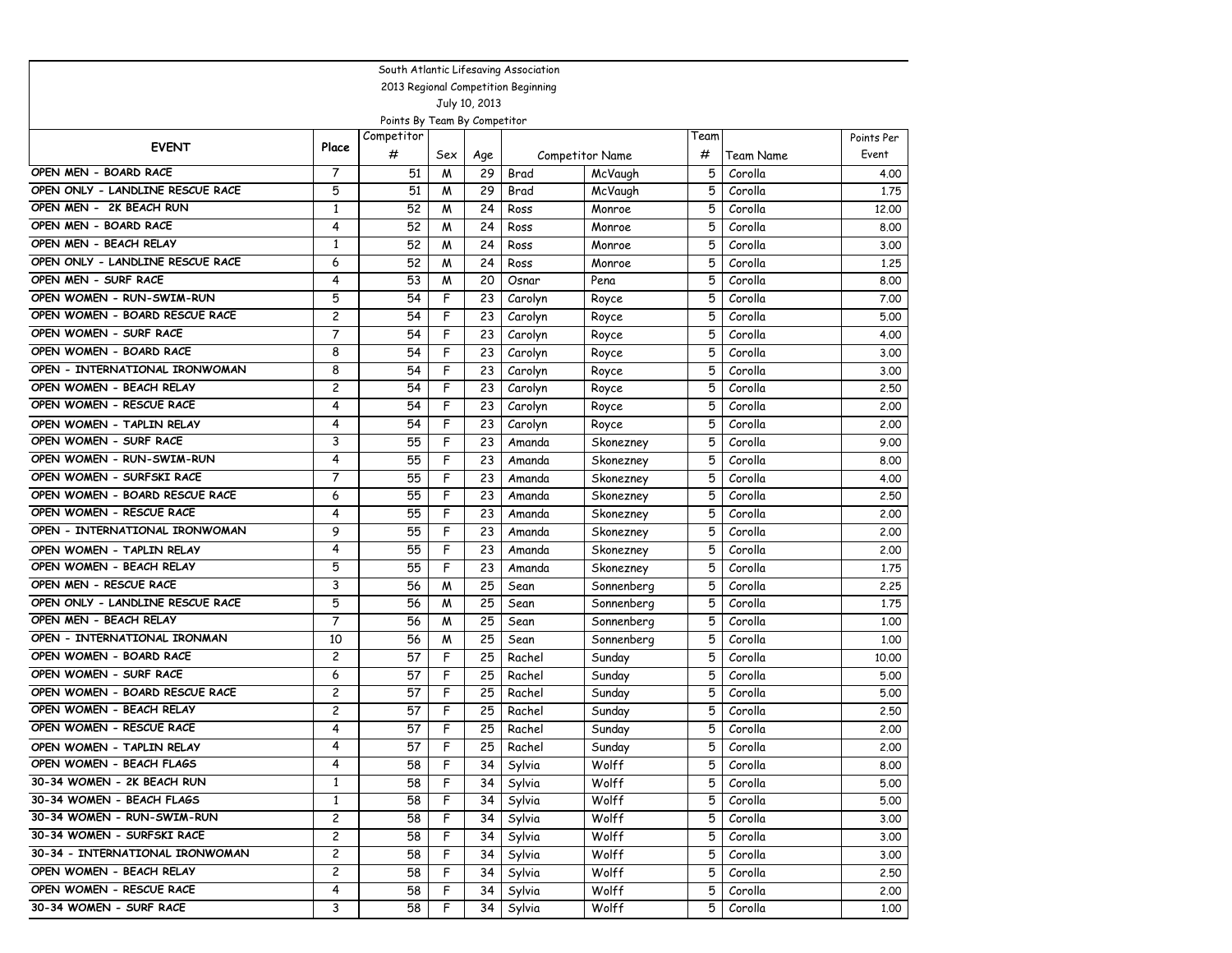South Atlantic Lifesaving Association

2013 Regional Competition Beginning

July 10, 2013

Points By Team By Competitor

| EVENT | Place | Competitor # | Sex | Age | Competitor Name | | Team # | Team Name | Points Per Event |
|---|---|---|---|---|---|---|---|---|---|
| OPEN MEN - BOARD RACE | 7 | 51 | M | 29 | Brad | McVaugh | 5 | Corolla | 4.00 |
| OPEN ONLY - LANDLINE RESCUE RACE | 5 | 51 | M | 29 | Brad | McVaugh | 5 | Corolla | 1.75 |
| OPEN MEN - 2K BEACH RUN | 1 | 52 | M | 24 | Ross | Monroe | 5 | Corolla | 12.00 |
| OPEN MEN - BOARD RACE | 4 | 52 | M | 24 | Ross | Monroe | 5 | Corolla | 8.00 |
| OPEN MEN - BEACH RELAY | 1 | 52 | M | 24 | Ross | Monroe | 5 | Corolla | 3.00 |
| OPEN ONLY - LANDLINE RESCUE RACE | 6 | 52 | M | 24 | Ross | Monroe | 5 | Corolla | 1.25 |
| OPEN MEN - SURF RACE | 4 | 53 | M | 20 | Osnar | Pena | 5 | Corolla | 8.00 |
| OPEN WOMEN - RUN-SWIM-RUN | 5 | 54 | F | 23 | Carolyn | Royce | 5 | Corolla | 7.00 |
| OPEN WOMEN - BOARD RESCUE RACE | 2 | 54 | F | 23 | Carolyn | Royce | 5 | Corolla | 5.00 |
| OPEN WOMEN - SURF RACE | 7 | 54 | F | 23 | Carolyn | Royce | 5 | Corolla | 4.00 |
| OPEN WOMEN - BOARD RACE | 8 | 54 | F | 23 | Carolyn | Royce | 5 | Corolla | 3.00 |
| OPEN - INTERNATIONAL IRONWOMAN | 8 | 54 | F | 23 | Carolyn | Royce | 5 | Corolla | 3.00 |
| OPEN WOMEN - BEACH RELAY | 2 | 54 | F | 23 | Carolyn | Royce | 5 | Corolla | 2.50 |
| OPEN WOMEN - RESCUE RACE | 4 | 54 | F | 23 | Carolyn | Royce | 5 | Corolla | 2.00 |
| OPEN WOMEN - TAPLIN RELAY | 4 | 54 | F | 23 | Carolyn | Royce | 5 | Corolla | 2.00 |
| OPEN WOMEN - SURF RACE | 3 | 55 | F | 23 | Amanda | Skonezney | 5 | Corolla | 9.00 |
| OPEN WOMEN - RUN-SWIM-RUN | 4 | 55 | F | 23 | Amanda | Skonezney | 5 | Corolla | 8.00 |
| OPEN WOMEN - SURFSKI RACE | 7 | 55 | F | 23 | Amanda | Skonezney | 5 | Corolla | 4.00 |
| OPEN WOMEN - BOARD RESCUE RACE | 6 | 55 | F | 23 | Amanda | Skonezney | 5 | Corolla | 2.50 |
| OPEN WOMEN - RESCUE RACE | 4 | 55 | F | 23 | Amanda | Skonezney | 5 | Corolla | 2.00 |
| OPEN - INTERNATIONAL IRONWOMAN | 9 | 55 | F | 23 | Amanda | Skonezney | 5 | Corolla | 2.00 |
| OPEN WOMEN - TAPLIN RELAY | 4 | 55 | F | 23 | Amanda | Skonezney | 5 | Corolla | 2.00 |
| OPEN WOMEN - BEACH RELAY | 5 | 55 | F | 23 | Amanda | Skonezney | 5 | Corolla | 1.75 |
| OPEN MEN - RESCUE RACE | 3 | 56 | M | 25 | Sean | Sonnenberg | 5 | Corolla | 2.25 |
| OPEN ONLY - LANDLINE RESCUE RACE | 5 | 56 | M | 25 | Sean | Sonnenberg | 5 | Corolla | 1.75 |
| OPEN MEN - BEACH RELAY | 7 | 56 | M | 25 | Sean | Sonnenberg | 5 | Corolla | 1.00 |
| OPEN - INTERNATIONAL IRONMAN | 10 | 56 | M | 25 | Sean | Sonnenberg | 5 | Corolla | 1.00 |
| OPEN WOMEN - BOARD RACE | 2 | 57 | F | 25 | Rachel | Sunday | 5 | Corolla | 10.00 |
| OPEN WOMEN - SURF RACE | 6 | 57 | F | 25 | Rachel | Sunday | 5 | Corolla | 5.00 |
| OPEN WOMEN - BOARD RESCUE RACE | 2 | 57 | F | 25 | Rachel | Sunday | 5 | Corolla | 5.00 |
| OPEN WOMEN - BEACH RELAY | 2 | 57 | F | 25 | Rachel | Sunday | 5 | Corolla | 2.50 |
| OPEN WOMEN - RESCUE RACE | 4 | 57 | F | 25 | Rachel | Sunday | 5 | Corolla | 2.00 |
| OPEN WOMEN - TAPLIN RELAY | 4 | 57 | F | 25 | Rachel | Sunday | 5 | Corolla | 2.00 |
| OPEN WOMEN - BEACH FLAGS | 4 | 58 | F | 34 | Sylvia | Wolff | 5 | Corolla | 8.00 |
| 30-34 WOMEN - 2K BEACH RUN | 1 | 58 | F | 34 | Sylvia | Wolff | 5 | Corolla | 5.00 |
| 30-34 WOMEN - BEACH FLAGS | 1 | 58 | F | 34 | Sylvia | Wolff | 5 | Corolla | 5.00 |
| 30-34 WOMEN - RUN-SWIM-RUN | 2 | 58 | F | 34 | Sylvia | Wolff | 5 | Corolla | 3.00 |
| 30-34 WOMEN - SURFSKI RACE | 2 | 58 | F | 34 | Sylvia | Wolff | 5 | Corolla | 3.00 |
| 30-34 - INTERNATIONAL IRONWOMAN | 2 | 58 | F | 34 | Sylvia | Wolff | 5 | Corolla | 3.00 |
| OPEN WOMEN - BEACH RELAY | 2 | 58 | F | 34 | Sylvia | Wolff | 5 | Corolla | 2.50 |
| OPEN WOMEN - RESCUE RACE | 4 | 58 | F | 34 | Sylvia | Wolff | 5 | Corolla | 2.00 |
| 30-34 WOMEN - SURF RACE | 3 | 58 | F | 34 | Sylvia | Wolff | 5 | Corolla | 1.00 |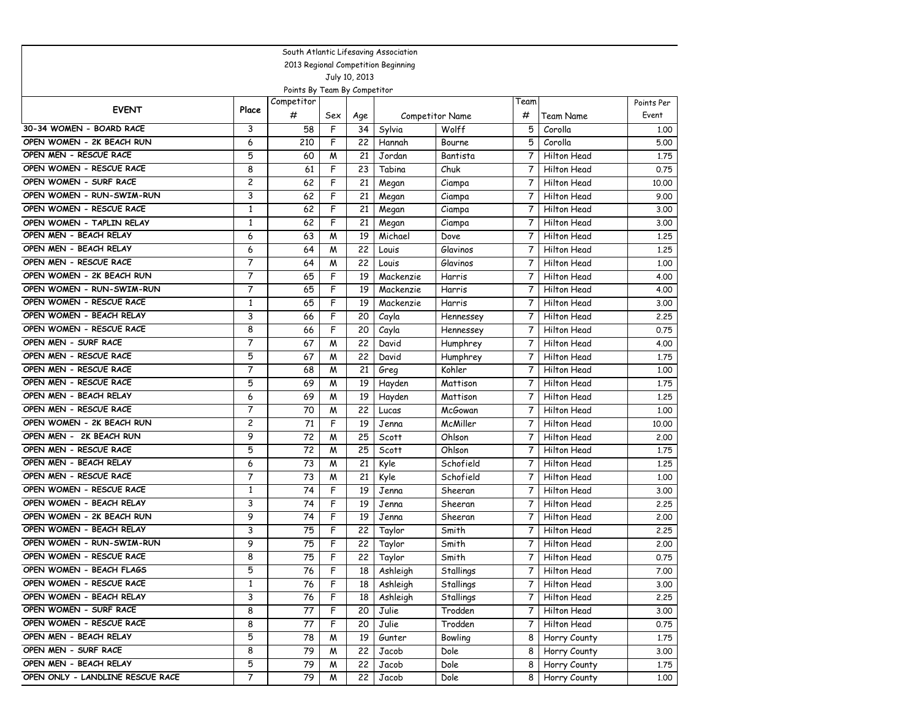South Atlantic Lifesaving Association

2013 Regional Competition Beginning

July 10, 2013

Points By Team By Competitor

| EVENT | Place | Competitor # | Sex | Age | Competitor Name | | Team # | Team Name | Points Per Event |
|---|---|---|---|---|---|---|---|---|---|
| 30-34 WOMEN - BOARD RACE | 3 | 58 | F | 34 | Sylvia | Wolff | 5 | Corolla | 1.00 |
| OPEN WOMEN - 2K BEACH RUN | 6 | 210 | F | 22 | Hannah | Bourne | 5 | Corolla | 5.00 |
| OPEN MEN - RESCUE RACE | 5 | 60 | M | 21 | Jordan | Bantista | 7 | Hilton Head | 1.75 |
| OPEN WOMEN - RESCUE RACE | 8 | 61 | F | 23 | Tabina | Chuk | 7 | Hilton Head | 0.75 |
| OPEN WOMEN - SURF RACE | 2 | 62 | F | 21 | Megan | Ciampa | 7 | Hilton Head | 10.00 |
| OPEN WOMEN - RUN-SWIM-RUN | 3 | 62 | F | 21 | Megan | Ciampa | 7 | Hilton Head | 9.00 |
| OPEN WOMEN - RESCUE RACE | 1 | 62 | F | 21 | Megan | Ciampa | 7 | Hilton Head | 3.00 |
| OPEN WOMEN - TAPLIN RELAY | 1 | 62 | F | 21 | Megan | Ciampa | 7 | Hilton Head | 3.00 |
| OPEN MEN - BEACH RELAY | 6 | 63 | M | 19 | Michael | Dove | 7 | Hilton Head | 1.25 |
| OPEN MEN - BEACH RELAY | 6 | 64 | M | 22 | Louis | Glavinos | 7 | Hilton Head | 1.25 |
| OPEN MEN - RESCUE RACE | 7 | 64 | M | 22 | Louis | Glavinos | 7 | Hilton Head | 1.00 |
| OPEN WOMEN - 2K BEACH RUN | 7 | 65 | F | 19 | Mackenzie | Harris | 7 | Hilton Head | 4.00 |
| OPEN WOMEN - RUN-SWIM-RUN | 7 | 65 | F | 19 | Mackenzie | Harris | 7 | Hilton Head | 4.00 |
| OPEN WOMEN - RESCUE RACE | 1 | 65 | F | 19 | Mackenzie | Harris | 7 | Hilton Head | 3.00 |
| OPEN WOMEN - BEACH RELAY | 3 | 66 | F | 20 | Cayla | Hennessey | 7 | Hilton Head | 2.25 |
| OPEN WOMEN - RESCUE RACE | 8 | 66 | F | 20 | Cayla | Hennessey | 7 | Hilton Head | 0.75 |
| OPEN MEN - SURF RACE | 7 | 67 | M | 22 | David | Humphrey | 7 | Hilton Head | 4.00 |
| OPEN MEN - RESCUE RACE | 5 | 67 | M | 22 | David | Humphrey | 7 | Hilton Head | 1.75 |
| OPEN MEN - RESCUE RACE | 7 | 68 | M | 21 | Greg | Kohler | 7 | Hilton Head | 1.00 |
| OPEN MEN - RESCUE RACE | 5 | 69 | M | 19 | Hayden | Mattison | 7 | Hilton Head | 1.75 |
| OPEN MEN - BEACH RELAY | 6 | 69 | M | 19 | Hayden | Mattison | 7 | Hilton Head | 1.25 |
| OPEN MEN - RESCUE RACE | 7 | 70 | M | 22 | Lucas | McGowan | 7 | Hilton Head | 1.00 |
| OPEN WOMEN - 2K BEACH RUN | 2 | 71 | F | 19 | Jenna | McMiller | 7 | Hilton Head | 10.00 |
| OPEN MEN - 2K BEACH RUN | 9 | 72 | M | 25 | Scott | Ohlson | 7 | Hilton Head | 2.00 |
| OPEN MEN - RESCUE RACE | 5 | 72 | M | 25 | Scott | Ohlson | 7 | Hilton Head | 1.75 |
| OPEN MEN - BEACH RELAY | 6 | 73 | M | 21 | Kyle | Schofield | 7 | Hilton Head | 1.25 |
| OPEN MEN - RESCUE RACE | 7 | 73 | M | 21 | Kyle | Schofield | 7 | Hilton Head | 1.00 |
| OPEN WOMEN - RESCUE RACE | 1 | 74 | F | 19 | Jenna | Sheeran | 7 | Hilton Head | 3.00 |
| OPEN WOMEN - BEACH RELAY | 3 | 74 | F | 19 | Jenna | Sheeran | 7 | Hilton Head | 2.25 |
| OPEN WOMEN - 2K BEACH RUN | 9 | 74 | F | 19 | Jenna | Sheeran | 7 | Hilton Head | 2.00 |
| OPEN WOMEN - BEACH RELAY | 3 | 75 | F | 22 | Taylor | Smith | 7 | Hilton Head | 2.25 |
| OPEN WOMEN - RUN-SWIM-RUN | 9 | 75 | F | 22 | Taylor | Smith | 7 | Hilton Head | 2.00 |
| OPEN WOMEN - RESCUE RACE | 8 | 75 | F | 22 | Taylor | Smith | 7 | Hilton Head | 0.75 |
| OPEN WOMEN - BEACH FLAGS | 5 | 76 | F | 18 | Ashleigh | Stallings | 7 | Hilton Head | 7.00 |
| OPEN WOMEN - RESCUE RACE | 1 | 76 | F | 18 | Ashleigh | Stallings | 7 | Hilton Head | 3.00 |
| OPEN WOMEN - BEACH RELAY | 3 | 76 | F | 18 | Ashleigh | Stallings | 7 | Hilton Head | 2.25 |
| OPEN WOMEN - SURF RACE | 8 | 77 | F | 20 | Julie | Trodden | 7 | Hilton Head | 3.00 |
| OPEN WOMEN - RESCUE RACE | 8 | 77 | F | 20 | Julie | Trodden | 7 | Hilton Head | 0.75 |
| OPEN MEN - BEACH RELAY | 5 | 78 | M | 19 | Gunter | Bowling | 8 | Horry County | 1.75 |
| OPEN MEN - SURF RACE | 8 | 79 | M | 22 | Jacob | Dole | 8 | Horry County | 3.00 |
| OPEN MEN - BEACH RELAY | 5 | 79 | M | 22 | Jacob | Dole | 8 | Horry County | 1.75 |
| OPEN ONLY - LANDLINE RESCUE RACE | 7 | 79 | M | 22 | Jacob | Dole | 8 | Horry County | 1.00 |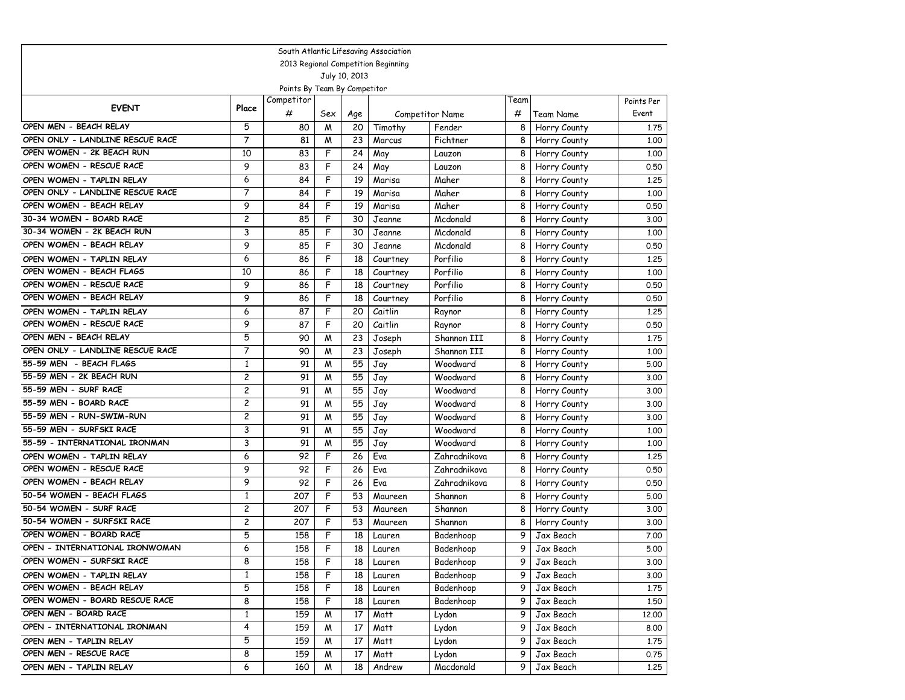South Atlantic Lifesaving Association

2013 Regional Competition Beginning

July 10, 2013

Points By Team By Competitor

| EVENT | Place | Competitor # | Sex | Age | Competitor Name | | Team # | Team Name | Points Per Event |
|---|---|---|---|---|---|---|---|---|---|
| OPEN MEN - BEACH RELAY | 5 | 80 | M | 20 | Timothy | Fender | 8 | Horry County | 1.75 |
| OPEN ONLY - LANDLINE RESCUE RACE | 7 | 81 | M | 23 | Marcus | Fichtner | 8 | Horry County | 1.00 |
| OPEN WOMEN - 2K BEACH RUN | 10 | 83 | F | 24 | May | Lauzon | 8 | Horry County | 1.00 |
| OPEN WOMEN - RESCUE RACE | 9 | 83 | F | 24 | May | Lauzon | 8 | Horry County | 0.50 |
| OPEN WOMEN - TAPLIN RELAY | 6 | 84 | F | 19 | Marisa | Maher | 8 | Horry County | 1.25 |
| OPEN ONLY - LANDLINE RESCUE RACE | 7 | 84 | F | 19 | Marisa | Maher | 8 | Horry County | 1.00 |
| OPEN WOMEN - BEACH RELAY | 9 | 84 | F | 19 | Marisa | Maher | 8 | Horry County | 0.50 |
| 30-34 WOMEN - BOARD RACE | 2 | 85 | F | 30 | Jeanne | Mcdonald | 8 | Horry County | 3.00 |
| 30-34 WOMEN - 2K BEACH RUN | 3 | 85 | F | 30 | Jeanne | Mcdonald | 8 | Horry County | 1.00 |
| OPEN WOMEN - BEACH RELAY | 9 | 85 | F | 30 | Jeanne | Mcdonald | 8 | Horry County | 0.50 |
| OPEN WOMEN - TAPLIN RELAY | 6 | 86 | F | 18 | Courtney | Porfilio | 8 | Horry County | 1.25 |
| OPEN WOMEN - BEACH FLAGS | 10 | 86 | F | 18 | Courtney | Porfilio | 8 | Horry County | 1.00 |
| OPEN WOMEN - RESCUE RACE | 9 | 86 | F | 18 | Courtney | Porfilio | 8 | Horry County | 0.50 |
| OPEN WOMEN - BEACH RELAY | 9 | 86 | F | 18 | Courtney | Porfilio | 8 | Horry County | 0.50 |
| OPEN WOMEN - TAPLIN RELAY | 6 | 87 | F | 20 | Caitlin | Raynor | 8 | Horry County | 1.25 |
| OPEN WOMEN - RESCUE RACE | 9 | 87 | F | 20 | Caitlin | Raynor | 8 | Horry County | 0.50 |
| OPEN MEN - BEACH RELAY | 5 | 90 | M | 23 | Joseph | Shannon III | 8 | Horry County | 1.75 |
| OPEN ONLY - LANDLINE RESCUE RACE | 7 | 90 | M | 23 | Joseph | Shannon III | 8 | Horry County | 1.00 |
| 55-59 MEN - BEACH FLAGS | 1 | 91 | M | 55 | Jay | Woodward | 8 | Horry County | 5.00 |
| 55-59 MEN - 2K BEACH RUN | 2 | 91 | M | 55 | Jay | Woodward | 8 | Horry County | 3.00 |
| 55-59 MEN - SURF RACE | 2 | 91 | M | 55 | Jay | Woodward | 8 | Horry County | 3.00 |
| 55-59 MEN - BOARD RACE | 2 | 91 | M | 55 | Jay | Woodward | 8 | Horry County | 3.00 |
| 55-59 MEN - RUN-SWIM-RUN | 2 | 91 | M | 55 | Jay | Woodward | 8 | Horry County | 3.00 |
| 55-59 MEN - SURFSKI RACE | 3 | 91 | M | 55 | Jay | Woodward | 8 | Horry County | 1.00 |
| 55-59 - INTERNATIONAL IRONMAN | 3 | 91 | M | 55 | Jay | Woodward | 8 | Horry County | 1.00 |
| OPEN WOMEN - TAPLIN RELAY | 6 | 92 | F | 26 | Eva | Zahradnikova | 8 | Horry County | 1.25 |
| OPEN WOMEN - RESCUE RACE | 9 | 92 | F | 26 | Eva | Zahradnikova | 8 | Horry County | 0.50 |
| OPEN WOMEN - BEACH RELAY | 9 | 92 | F | 26 | Eva | Zahradnikova | 8 | Horry County | 0.50 |
| 50-54 WOMEN - BEACH FLAGS | 1 | 207 | F | 53 | Maureen | Shannon | 8 | Horry County | 5.00 |
| 50-54 WOMEN - SURF RACE | 2 | 207 | F | 53 | Maureen | Shannon | 8 | Horry County | 3.00 |
| 50-54 WOMEN - SURFSKI RACE | 2 | 207 | F | 53 | Maureen | Shannon | 8 | Horry County | 3.00 |
| OPEN WOMEN - BOARD RACE | 5 | 158 | F | 18 | Lauren | Badenhoop | 9 | Jax Beach | 7.00 |
| OPEN - INTERNATIONAL IRONWOMAN | 6 | 158 | F | 18 | Lauren | Badenhoop | 9 | Jax Beach | 5.00 |
| OPEN WOMEN - SURFSKI RACE | 8 | 158 | F | 18 | Lauren | Badenhoop | 9 | Jax Beach | 3.00 |
| OPEN WOMEN - TAPLIN RELAY | 1 | 158 | F | 18 | Lauren | Badenhoop | 9 | Jax Beach | 3.00 |
| OPEN WOMEN - BEACH RELAY | 5 | 158 | F | 18 | Lauren | Badenhoop | 9 | Jax Beach | 1.75 |
| OPEN WOMEN - BOARD RESCUE RACE | 8 | 158 | F | 18 | Lauren | Badenhoop | 9 | Jax Beach | 1.50 |
| OPEN MEN - BOARD RACE | 1 | 159 | M | 17 | Matt | Lydon | 9 | Jax Beach | 12.00 |
| OPEN - INTERNATIONAL IRONMAN | 4 | 159 | M | 17 | Matt | Lydon | 9 | Jax Beach | 8.00 |
| OPEN MEN - TAPLIN RELAY | 5 | 159 | M | 17 | Matt | Lydon | 9 | Jax Beach | 1.75 |
| OPEN MEN - RESCUE RACE | 8 | 159 | M | 17 | Matt | Lydon | 9 | Jax Beach | 0.75 |
| OPEN MEN - TAPLIN RELAY | 6 | 160 | M | 18 | Andrew | Macdonald | 9 | Jax Beach | 1.25 |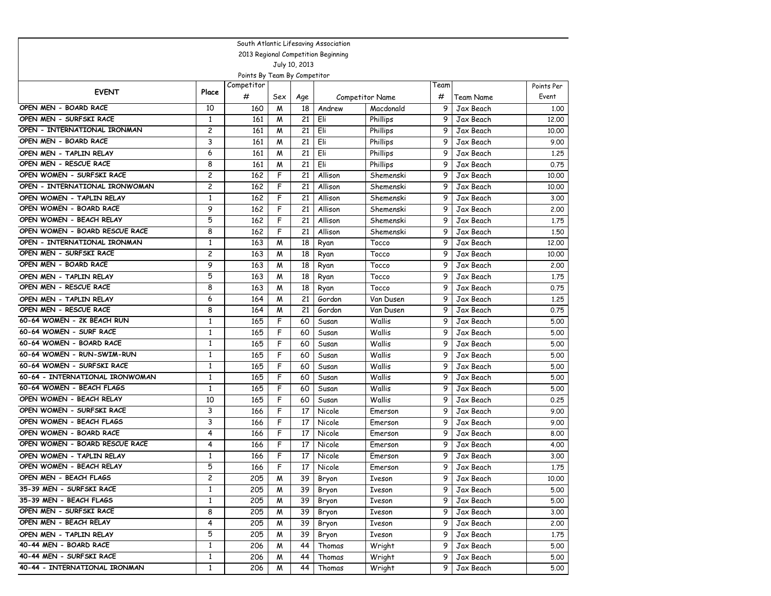South Atlantic Lifesaving Association

2013 Regional Competition Beginning

July 10, 2013

Points By Team By Competitor

| EVENT | Place | Competitor # | Sex | Age | Competitor Name | | Team # | Team Name | Points Per Event |
|---|---|---|---|---|---|---|---|---|---|
| OPEN MEN - BOARD RACE | 10 | 160 | M | 18 | Andrew | Macdonald | 9 | Jax Beach | 1.00 |
| OPEN MEN - SURFSKI RACE | 1 | 161 | M | 21 | Eli | Phillips | 9 | Jax Beach | 12.00 |
| OPEN - INTERNATIONAL IRONMAN | 2 | 161 | M | 21 | Eli | Phillips | 9 | Jax Beach | 10.00 |
| OPEN MEN - BOARD RACE | 3 | 161 | M | 21 | Eli | Phillips | 9 | Jax Beach | 9.00 |
| OPEN MEN - TAPLIN RELAY | 6 | 161 | M | 21 | Eli | Phillips | 9 | Jax Beach | 1.25 |
| OPEN MEN - RESCUE RACE | 8 | 161 | M | 21 | Eli | Phillips | 9 | Jax Beach | 0.75 |
| OPEN WOMEN - SURFSKI RACE | 2 | 162 | F | 21 | Allison | Shemenski | 9 | Jax Beach | 10.00 |
| OPEN - INTERNATIONAL IRONWOMAN | 2 | 162 | F | 21 | Allison | Shemenski | 9 | Jax Beach | 10.00 |
| OPEN WOMEN - TAPLIN RELAY | 1 | 162 | F | 21 | Allison | Shemenski | 9 | Jax Beach | 3.00 |
| OPEN WOMEN - BOARD RACE | 9 | 162 | F | 21 | Allison | Shemenski | 9 | Jax Beach | 2.00 |
| OPEN WOMEN - BEACH RELAY | 5 | 162 | F | 21 | Allison | Shemenski | 9 | Jax Beach | 1.75 |
| OPEN WOMEN - BOARD RESCUE RACE | 8 | 162 | F | 21 | Allison | Shemenski | 9 | Jax Beach | 1.50 |
| OPEN - INTERNATIONAL IRONMAN | 1 | 163 | M | 18 | Ryan | Tocco | 9 | Jax Beach | 12.00 |
| OPEN MEN - SURFSKI RACE | 2 | 163 | M | 18 | Ryan | Tocco | 9 | Jax Beach | 10.00 |
| OPEN MEN - BOARD RACE | 9 | 163 | M | 18 | Ryan | Tocco | 9 | Jax Beach | 2.00 |
| OPEN MEN - TAPLIN RELAY | 5 | 163 | M | 18 | Ryan | Tocco | 9 | Jax Beach | 1.75 |
| OPEN MEN - RESCUE RACE | 8 | 163 | M | 18 | Ryan | Tocco | 9 | Jax Beach | 0.75 |
| OPEN MEN - TAPLIN RELAY | 6 | 164 | M | 21 | Gordon | Van Dusen | 9 | Jax Beach | 1.25 |
| OPEN MEN - RESCUE RACE | 8 | 164 | M | 21 | Gordon | Van Dusen | 9 | Jax Beach | 0.75 |
| 60-64 WOMEN - 2K BEACH RUN | 1 | 165 | F | 60 | Susan | Wallis | 9 | Jax Beach | 5.00 |
| 60-64 WOMEN - SURF RACE | 1 | 165 | F | 60 | Susan | Wallis | 9 | Jax Beach | 5.00 |
| 60-64 WOMEN - BOARD RACE | 1 | 165 | F | 60 | Susan | Wallis | 9 | Jax Beach | 5.00 |
| 60-64 WOMEN - RUN-SWIM-RUN | 1 | 165 | F | 60 | Susan | Wallis | 9 | Jax Beach | 5.00 |
| 60-64 WOMEN - SURFSKI RACE | 1 | 165 | F | 60 | Susan | Wallis | 9 | Jax Beach | 5.00 |
| 60-64 - INTERNATIONAL IRONWOMAN | 1 | 165 | F | 60 | Susan | Wallis | 9 | Jax Beach | 5.00 |
| 60-64 WOMEN - BEACH FLAGS | 1 | 165 | F | 60 | Susan | Wallis | 9 | Jax Beach | 5.00 |
| OPEN WOMEN - BEACH RELAY | 10 | 165 | F | 60 | Susan | Wallis | 9 | Jax Beach | 0.25 |
| OPEN WOMEN - SURFSKI RACE | 3 | 166 | F | 17 | Nicole | Emerson | 9 | Jax Beach | 9.00 |
| OPEN WOMEN - BEACH FLAGS | 3 | 166 | F | 17 | Nicole | Emerson | 9 | Jax Beach | 9.00 |
| OPEN WOMEN - BOARD RACE | 4 | 166 | F | 17 | Nicole | Emerson | 9 | Jax Beach | 8.00 |
| OPEN WOMEN - BOARD RESCUE RACE | 4 | 166 | F | 17 | Nicole | Emerson | 9 | Jax Beach | 4.00 |
| OPEN WOMEN - TAPLIN RELAY | 1 | 166 | F | 17 | Nicole | Emerson | 9 | Jax Beach | 3.00 |
| OPEN WOMEN - BEACH RELAY | 5 | 166 | F | 17 | Nicole | Emerson | 9 | Jax Beach | 1.75 |
| OPEN MEN - BEACH FLAGS | 2 | 205 | M | 39 | Bryon | Iveson | 9 | Jax Beach | 10.00 |
| 35-39 MEN - SURFSKI RACE | 1 | 205 | M | 39 | Bryon | Iveson | 9 | Jax Beach | 5.00 |
| 35-39 MEN - BEACH FLAGS | 1 | 205 | M | 39 | Bryon | Iveson | 9 | Jax Beach | 5.00 |
| OPEN MEN - SURFSKI RACE | 8 | 205 | M | 39 | Bryon | Iveson | 9 | Jax Beach | 3.00 |
| OPEN MEN - BEACH RELAY | 4 | 205 | M | 39 | Bryon | Iveson | 9 | Jax Beach | 2.00 |
| OPEN MEN - TAPLIN RELAY | 5 | 205 | M | 39 | Bryon | Iveson | 9 | Jax Beach | 1.75 |
| 40-44 MEN - BOARD RACE | 1 | 206 | M | 44 | Thomas | Wright | 9 | Jax Beach | 5.00 |
| 40-44 MEN - SURFSKI RACE | 1 | 206 | M | 44 | Thomas | Wright | 9 | Jax Beach | 5.00 |
| 40-44 - INTERNATIONAL IRONMAN | 1 | 206 | M | 44 | Thomas | Wright | 9 | Jax Beach | 5.00 |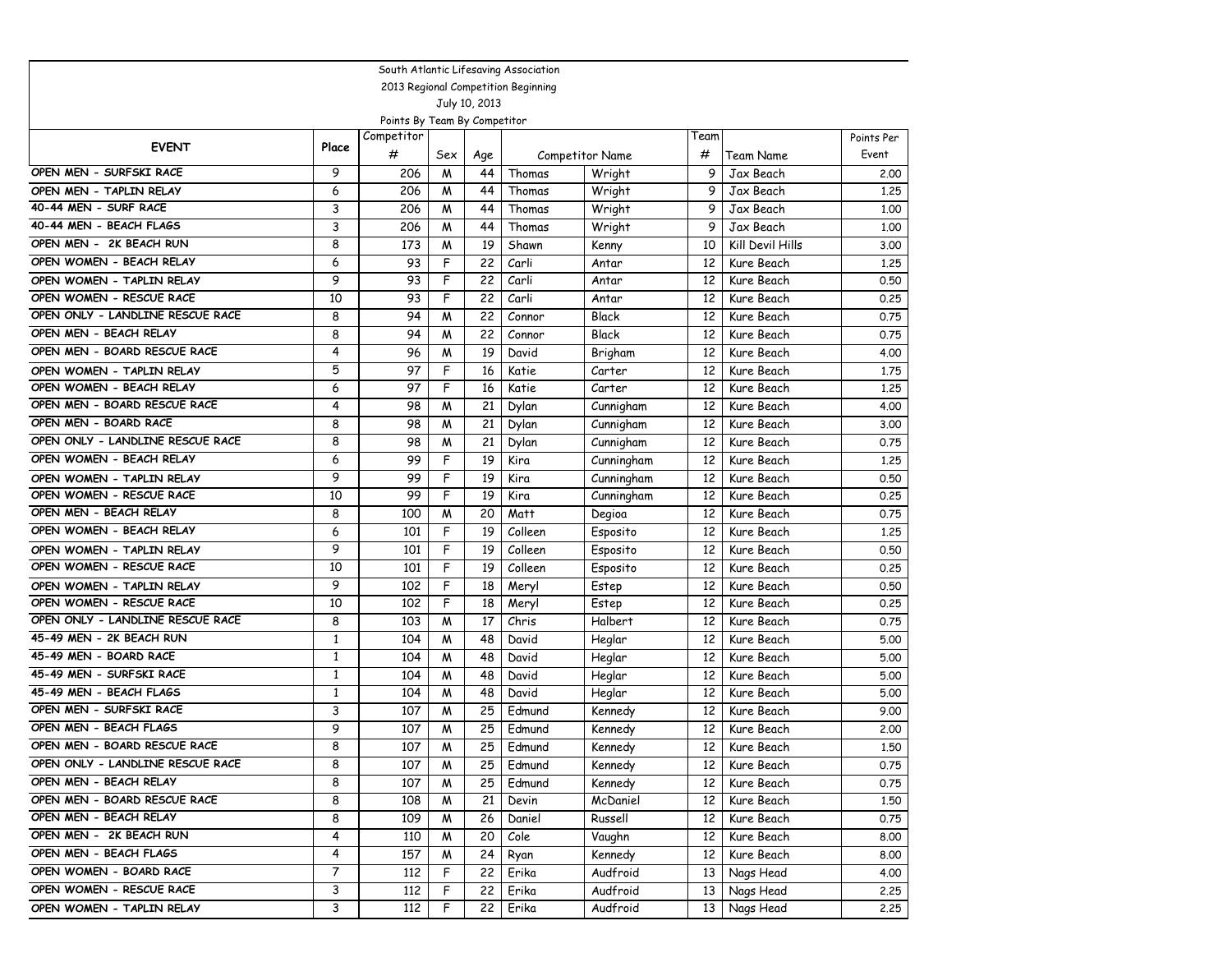South Atlantic Lifesaving Association

2013 Regional Competition Beginning

July 10, 2013

Points By Team By Competitor

| EVENT | Place | Competitor # | Sex | Age | Competitor Name | | Team # | Team Name | Points Per Event |
|---|---|---|---|---|---|---|---|---|---|
| OPEN MEN - SURFSKI RACE | 9 | 206 | M | 44 | Thomas | Wright | 9 | Jax Beach | 2.00 |
| OPEN MEN - TAPLIN RELAY | 6 | 206 | M | 44 | Thomas | Wright | 9 | Jax Beach | 1.25 |
| 40-44 MEN - SURF RACE | 3 | 206 | M | 44 | Thomas | Wright | 9 | Jax Beach | 1.00 |
| 40-44 MEN - BEACH FLAGS | 3 | 206 | M | 44 | Thomas | Wright | 9 | Jax Beach | 1.00 |
| OPEN MEN - 2K BEACH RUN | 8 | 173 | M | 19 | Shawn | Kenny | 10 | Kill Devil Hills | 3.00 |
| OPEN WOMEN - BEACH RELAY | 6 | 93 | F | 22 | Carli | Antar | 12 | Kure Beach | 1.25 |
| OPEN WOMEN - TAPLIN RELAY | 9 | 93 | F | 22 | Carli | Antar | 12 | Kure Beach | 0.50 |
| OPEN WOMEN - RESCUE RACE | 10 | 93 | F | 22 | Carli | Antar | 12 | Kure Beach | 0.25 |
| OPEN ONLY - LANDLINE RESCUE RACE | 8 | 94 | M | 22 | Connor | Black | 12 | Kure Beach | 0.75 |
| OPEN MEN - BEACH RELAY | 8 | 94 | M | 22 | Connor | Black | 12 | Kure Beach | 0.75 |
| OPEN MEN - BOARD RESCUE RACE | 4 | 96 | M | 19 | David | Brigham | 12 | Kure Beach | 4.00 |
| OPEN WOMEN - TAPLIN RELAY | 5 | 97 | F | 16 | Katie | Carter | 12 | Kure Beach | 1.75 |
| OPEN WOMEN - BEACH RELAY | 6 | 97 | F | 16 | Katie | Carter | 12 | Kure Beach | 1.25 |
| OPEN MEN - BOARD RESCUE RACE | 4 | 98 | M | 21 | Dylan | Cunnigham | 12 | Kure Beach | 4.00 |
| OPEN MEN - BOARD RACE | 8 | 98 | M | 21 | Dylan | Cunnigham | 12 | Kure Beach | 3.00 |
| OPEN ONLY - LANDLINE RESCUE RACE | 8 | 98 | M | 21 | Dylan | Cunnigham | 12 | Kure Beach | 0.75 |
| OPEN WOMEN - BEACH RELAY | 6 | 99 | F | 19 | Kira | Cunningham | 12 | Kure Beach | 1.25 |
| OPEN WOMEN - TAPLIN RELAY | 9 | 99 | F | 19 | Kira | Cunningham | 12 | Kure Beach | 0.50 |
| OPEN WOMEN - RESCUE RACE | 10 | 99 | F | 19 | Kira | Cunningham | 12 | Kure Beach | 0.25 |
| OPEN MEN - BEACH RELAY | 8 | 100 | M | 20 | Matt | Degioa | 12 | Kure Beach | 0.75 |
| OPEN WOMEN - BEACH RELAY | 6 | 101 | F | 19 | Colleen | Esposito | 12 | Kure Beach | 1.25 |
| OPEN WOMEN - TAPLIN RELAY | 9 | 101 | F | 19 | Colleen | Esposito | 12 | Kure Beach | 0.50 |
| OPEN WOMEN - RESCUE RACE | 10 | 101 | F | 19 | Colleen | Esposito | 12 | Kure Beach | 0.25 |
| OPEN WOMEN - TAPLIN RELAY | 9 | 102 | F | 18 | Meryl | Estep | 12 | Kure Beach | 0.50 |
| OPEN WOMEN - RESCUE RACE | 10 | 102 | F | 18 | Meryl | Estep | 12 | Kure Beach | 0.25 |
| OPEN ONLY - LANDLINE RESCUE RACE | 8 | 103 | M | 17 | Chris | Halbert | 12 | Kure Beach | 0.75 |
| 45-49 MEN - 2K BEACH RUN | 1 | 104 | M | 48 | David | Heglar | 12 | Kure Beach | 5.00 |
| 45-49 MEN - BOARD RACE | 1 | 104 | M | 48 | David | Heglar | 12 | Kure Beach | 5.00 |
| 45-49 MEN - SURFSKI RACE | 1 | 104 | M | 48 | David | Heglar | 12 | Kure Beach | 5.00 |
| 45-49 MEN - BEACH FLAGS | 1 | 104 | M | 48 | David | Heglar | 12 | Kure Beach | 5.00 |
| OPEN MEN - SURFSKI RACE | 3 | 107 | M | 25 | Edmund | Kennedy | 12 | Kure Beach | 9.00 |
| OPEN MEN - BEACH FLAGS | 9 | 107 | M | 25 | Edmund | Kennedy | 12 | Kure Beach | 2.00 |
| OPEN MEN - BOARD RESCUE RACE | 8 | 107 | M | 25 | Edmund | Kennedy | 12 | Kure Beach | 1.50 |
| OPEN ONLY - LANDLINE RESCUE RACE | 8 | 107 | M | 25 | Edmund | Kennedy | 12 | Kure Beach | 0.75 |
| OPEN MEN - BEACH RELAY | 8 | 107 | M | 25 | Edmund | Kennedy | 12 | Kure Beach | 0.75 |
| OPEN MEN - BOARD RESCUE RACE | 8 | 108 | M | 21 | Devin | McDaniel | 12 | Kure Beach | 1.50 |
| OPEN MEN - BEACH RELAY | 8 | 109 | M | 26 | Daniel | Russell | 12 | Kure Beach | 0.75 |
| OPEN MEN - 2K BEACH RUN | 4 | 110 | M | 20 | Cole | Vaughn | 12 | Kure Beach | 8.00 |
| OPEN MEN - BEACH FLAGS | 4 | 157 | M | 24 | Ryan | Kennedy | 12 | Kure Beach | 8.00 |
| OPEN WOMEN - BOARD RACE | 7 | 112 | F | 22 | Erika | Audfroid | 13 | Nags Head | 4.00 |
| OPEN WOMEN - RESCUE RACE | 3 | 112 | F | 22 | Erika | Audfroid | 13 | Nags Head | 2.25 |
| OPEN WOMEN - TAPLIN RELAY | 3 | 112 | F | 22 | Erika | Audfroid | 13 | Nags Head | 2.25 |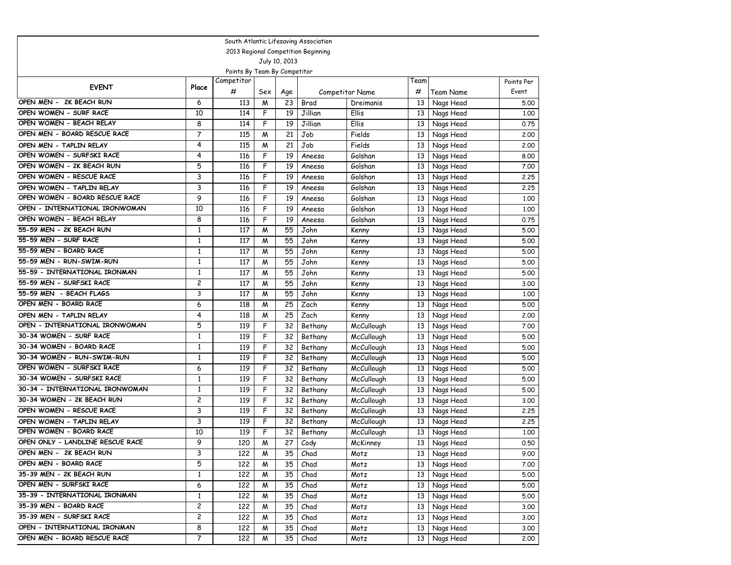South Atlantic Lifesaving Association

2013 Regional Competition Beginning

July 10, 2013

Points By Team By Competitor

| EVENT | Place | Competitor # | Sex | Age | Competitor Name | | Team # | Team Name | Points Per Event |
|---|---|---|---|---|---|---|---|---|---|
| OPEN MEN - 2K BEACH RUN | 6 | 113 | M | 23 | Brad | Dreimanis | 13 | Nags Head | 5.00 |
| OPEN WOMEN - SURF RACE | 10 | 114 | F | 19 | Jillian | Ellis | 13 | Nags Head | 1.00 |
| OPEN WOMEN - BEACH RELAY | 8 | 114 | F | 19 | Jillian | Ellis | 13 | Nags Head | 0.75 |
| OPEN MEN - BOARD RESCUE RACE | 7 | 115 | M | 21 | Job | Fields | 13 | Nags Head | 2.00 |
| OPEN MEN - TAPLIN RELAY | 4 | 115 | M | 21 | Job | Fields | 13 | Nags Head | 2.00 |
| OPEN WOMEN - SURFSKI RACE | 4 | 116 | F | 19 | Aneesa | Golshan | 13 | Nags Head | 8.00 |
| OPEN WOMEN - 2K BEACH RUN | 5 | 116 | F | 19 | Aneesa | Golshan | 13 | Nags Head | 7.00 |
| OPEN WOMEN - RESCUE RACE | 3 | 116 | F | 19 | Aneesa | Golshan | 13 | Nags Head | 2.25 |
| OPEN WOMEN - TAPLIN RELAY | 3 | 116 | F | 19 | Aneesa | Golshan | 13 | Nags Head | 2.25 |
| OPEN WOMEN - BOARD RESCUE RACE | 9 | 116 | F | 19 | Aneesa | Golshan | 13 | Nags Head | 1.00 |
| OPEN - INTERNATIONAL IRONWOMAN | 10 | 116 | F | 19 | Aneesa | Golshan | 13 | Nags Head | 1.00 |
| OPEN WOMEN - BEACH RELAY | 8 | 116 | F | 19 | Aneesa | Golshan | 13 | Nags Head | 0.75 |
| 55-59 MEN - 2K BEACH RUN | 1 | 117 | M | 55 | John | Kenny | 13 | Nags Head | 5.00 |
| 55-59 MEN - SURF RACE | 1 | 117 | M | 55 | John | Kenny | 13 | Nags Head | 5.00 |
| 55-59 MEN - BOARD RACE | 1 | 117 | M | 55 | John | Kenny | 13 | Nags Head | 5.00 |
| 55-59 MEN - RUN-SWIM-RUN | 1 | 117 | M | 55 | John | Kenny | 13 | Nags Head | 5.00 |
| 55-59 - INTERNATIONAL IRONMAN | 1 | 117 | M | 55 | John | Kenny | 13 | Nags Head | 5.00 |
| 55-59 MEN - SURFSKI RACE | 2 | 117 | M | 55 | John | Kenny | 13 | Nags Head | 3.00 |
| 55-59 MEN - BEACH FLAGS | 3 | 117 | M | 55 | John | Kenny | 13 | Nags Head | 1.00 |
| OPEN MEN - BOARD RACE | 6 | 118 | M | 25 | Zach | Kenny | 13 | Nags Head | 5.00 |
| OPEN MEN - TAPLIN RELAY | 4 | 118 | M | 25 | Zach | Kenny | 13 | Nags Head | 2.00 |
| OPEN - INTERNATIONAL IRONWOMAN | 5 | 119 | F | 32 | Bethany | McCullough | 13 | Nags Head | 7.00 |
| 30-34 WOMEN - SURF RACE | 1 | 119 | F | 32 | Bethany | McCullough | 13 | Nags Head | 5.00 |
| 30-34 WOMEN - BOARD RACE | 1 | 119 | F | 32 | Bethany | McCullough | 13 | Nags Head | 5.00 |
| 30-34 WOMEN - RUN-SWIM-RUN | 1 | 119 | F | 32 | Bethany | McCullough | 13 | Nags Head | 5.00 |
| OPEN WOMEN - SURFSKI RACE | 6 | 119 | F | 32 | Bethany | McCullough | 13 | Nags Head | 5.00 |
| 30-34 WOMEN - SURFSKI RACE | 1 | 119 | F | 32 | Bethany | McCullough | 13 | Nags Head | 5.00 |
| 30-34 - INTERNATIONAL IRONWOMAN | 1 | 119 | F | 32 | Bethany | McCullough | 13 | Nags Head | 5.00 |
| 30-34 WOMEN - 2K BEACH RUN | 2 | 119 | F | 32 | Bethany | McCullough | 13 | Nags Head | 3.00 |
| OPEN WOMEN - RESCUE RACE | 3 | 119 | F | 32 | Bethany | McCullough | 13 | Nags Head | 2.25 |
| OPEN WOMEN - TAPLIN RELAY | 3 | 119 | F | 32 | Bethany | McCullough | 13 | Nags Head | 2.25 |
| OPEN WOMEN - BOARD RACE | 10 | 119 | F | 32 | Bethany | McCullough | 13 | Nags Head | 1.00 |
| OPEN ONLY - LANDLINE RESCUE RACE | 9 | 120 | M | 27 | Cody | McKinney | 13 | Nags Head | 0.50 |
| OPEN MEN - 2K BEACH RUN | 3 | 122 | M | 35 | Chad | Motz | 13 | Nags Head | 9.00 |
| OPEN MEN - BOARD RACE | 5 | 122 | M | 35 | Chad | Motz | 13 | Nags Head | 7.00 |
| 35-39 MEN - 2K BEACH RUN | 1 | 122 | M | 35 | Chad | Motz | 13 | Nags Head | 5.00 |
| OPEN MEN - SURFSKI RACE | 6 | 122 | M | 35 | Chad | Motz | 13 | Nags Head | 5.00 |
| 35-39 - INTERNATIONAL IRONMAN | 1 | 122 | M | 35 | Chad | Motz | 13 | Nags Head | 5.00 |
| 35-39 MEN - BOARD RACE | 2 | 122 | M | 35 | Chad | Motz | 13 | Nags Head | 3.00 |
| 35-39 MEN - SURFSKI RACE | 2 | 122 | M | 35 | Chad | Motz | 13 | Nags Head | 3.00 |
| OPEN - INTERNATIONAL IRONMAN | 8 | 122 | M | 35 | Chad | Motz | 13 | Nags Head | 3.00 |
| OPEN MEN - BOARD RESCUE RACE | 7 | 122 | M | 35 | Chad | Motz | 13 | Nags Head | 2.00 |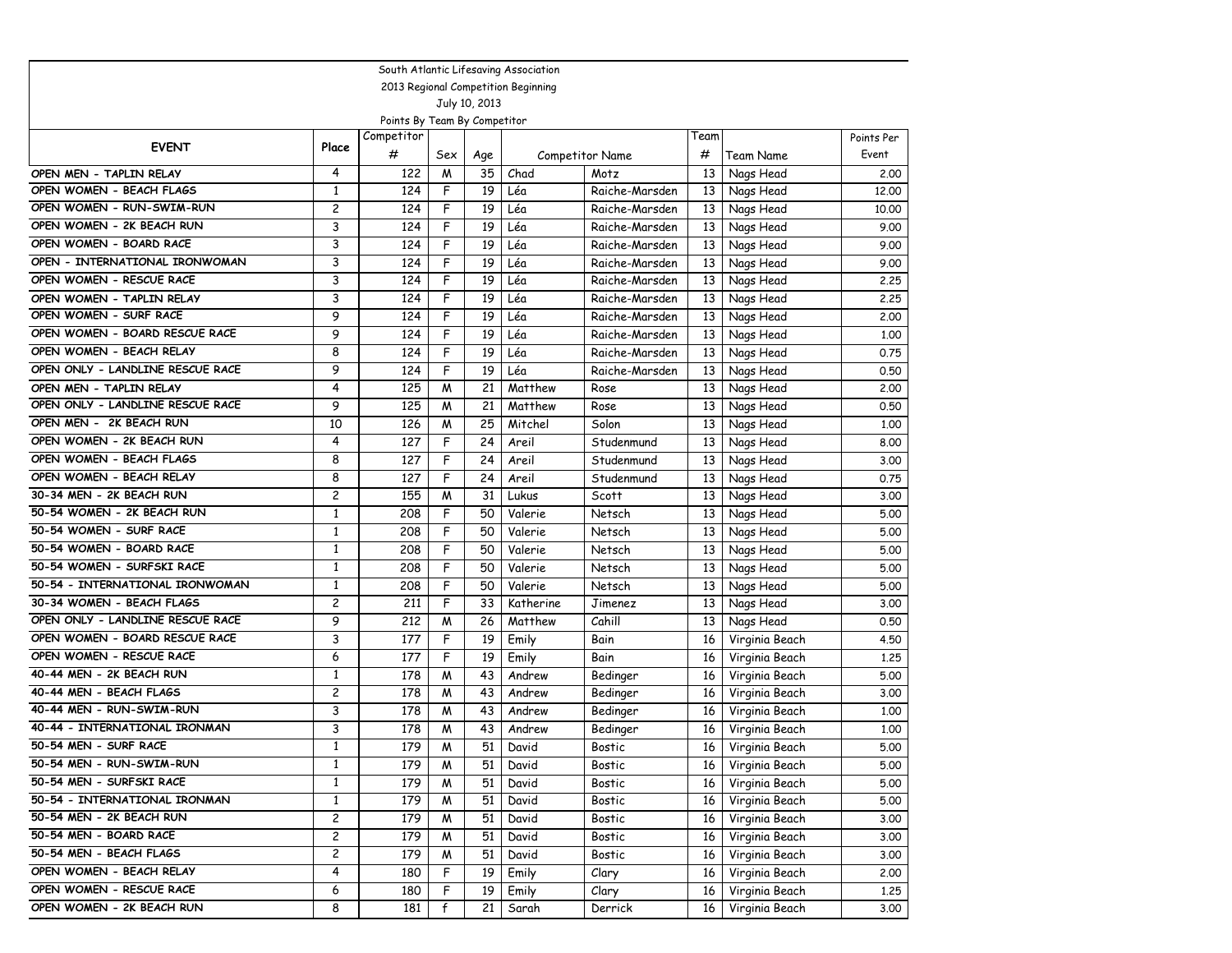South Atlantic Lifesaving Association

2013 Regional Competition Beginning

July 10, 2013

Points By Team By Competitor

| EVENT | Place | Competitor # | Sex | Age | Competitor Name | | Team # | Team Name | Points Per Event |
|---|---|---|---|---|---|---|---|---|---|
| OPEN MEN - TAPLIN RELAY | 4 | 122 | M | 35 | Chad | Motz | 13 | Nags Head | 2.00 |
| OPEN WOMEN - BEACH FLAGS | 1 | 124 | F | 19 | Léa | Raiche-Marsden | 13 | Nags Head | 12.00 |
| OPEN WOMEN - RUN-SWIM-RUN | 2 | 124 | F | 19 | Léa | Raiche-Marsden | 13 | Nags Head | 10.00 |
| OPEN WOMEN - 2K BEACH RUN | 3 | 124 | F | 19 | Léa | Raiche-Marsden | 13 | Nags Head | 9.00 |
| OPEN WOMEN - BOARD RACE | 3 | 124 | F | 19 | Léa | Raiche-Marsden | 13 | Nags Head | 9.00 |
| OPEN - INTERNATIONAL IRONWOMAN | 3 | 124 | F | 19 | Léa | Raiche-Marsden | 13 | Nags Head | 9.00 |
| OPEN WOMEN - RESCUE RACE | 3 | 124 | F | 19 | Léa | Raiche-Marsden | 13 | Nags Head | 2.25 |
| OPEN WOMEN - TAPLIN RELAY | 3 | 124 | F | 19 | Léa | Raiche-Marsden | 13 | Nags Head | 2.25 |
| OPEN WOMEN - SURF RACE | 9 | 124 | F | 19 | Léa | Raiche-Marsden | 13 | Nags Head | 2.00 |
| OPEN WOMEN - BOARD RESCUE RACE | 9 | 124 | F | 19 | Léa | Raiche-Marsden | 13 | Nags Head | 1.00 |
| OPEN WOMEN - BEACH RELAY | 8 | 124 | F | 19 | Léa | Raiche-Marsden | 13 | Nags Head | 0.75 |
| OPEN ONLY - LANDLINE RESCUE RACE | 9 | 124 | F | 19 | Léa | Raiche-Marsden | 13 | Nags Head | 0.50 |
| OPEN MEN - TAPLIN RELAY | 4 | 125 | M | 21 | Matthew | Rose | 13 | Nags Head | 2.00 |
| OPEN ONLY - LANDLINE RESCUE RACE | 9 | 125 | M | 21 | Matthew | Rose | 13 | Nags Head | 0.50 |
| OPEN MEN - 2K BEACH RUN | 10 | 126 | M | 25 | Mitchel | Solon | 13 | Nags Head | 1.00 |
| OPEN WOMEN - 2K BEACH RUN | 4 | 127 | F | 24 | Areil | Studenmund | 13 | Nags Head | 8.00 |
| OPEN WOMEN - BEACH FLAGS | 8 | 127 | F | 24 | Areil | Studenmund | 13 | Nags Head | 3.00 |
| OPEN WOMEN - BEACH RELAY | 8 | 127 | F | 24 | Areil | Studenmund | 13 | Nags Head | 0.75 |
| 30-34 MEN - 2K BEACH RUN | 2 | 155 | M | 31 | Lukus | Scott | 13 | Nags Head | 3.00 |
| 50-54 WOMEN - 2K BEACH RUN | 1 | 208 | F | 50 | Valerie | Netsch | 13 | Nags Head | 5.00 |
| 50-54 WOMEN - SURF RACE | 1 | 208 | F | 50 | Valerie | Netsch | 13 | Nags Head | 5.00 |
| 50-54 WOMEN - BOARD RACE | 1 | 208 | F | 50 | Valerie | Netsch | 13 | Nags Head | 5.00 |
| 50-54 WOMEN - SURFSKI RACE | 1 | 208 | F | 50 | Valerie | Netsch | 13 | Nags Head | 5.00 |
| 50-54 - INTERNATIONAL IRONWOMAN | 1 | 208 | F | 50 | Valerie | Netsch | 13 | Nags Head | 5.00 |
| 30-34 WOMEN - BEACH FLAGS | 2 | 211 | F | 33 | Katherine | Jimenez | 13 | Nags Head | 3.00 |
| OPEN ONLY - LANDLINE RESCUE RACE | 9 | 212 | M | 26 | Matthew | Cahill | 13 | Nags Head | 0.50 |
| OPEN WOMEN - BOARD RESCUE RACE | 3 | 177 | F | 19 | Emily | Bain | 16 | Virginia Beach | 4.50 |
| OPEN WOMEN - RESCUE RACE | 6 | 177 | F | 19 | Emily | Bain | 16 | Virginia Beach | 1.25 |
| 40-44 MEN - 2K BEACH RUN | 1 | 178 | M | 43 | Andrew | Bedinger | 16 | Virginia Beach | 5.00 |
| 40-44 MEN - BEACH FLAGS | 2 | 178 | M | 43 | Andrew | Bedinger | 16 | Virginia Beach | 3.00 |
| 40-44 MEN - RUN-SWIM-RUN | 3 | 178 | M | 43 | Andrew | Bedinger | 16 | Virginia Beach | 1.00 |
| 40-44 - INTERNATIONAL IRONMAN | 3 | 178 | M | 43 | Andrew | Bedinger | 16 | Virginia Beach | 1.00 |
| 50-54 MEN - SURF RACE | 1 | 179 | M | 51 | David | Bostic | 16 | Virginia Beach | 5.00 |
| 50-54 MEN - RUN-SWIM-RUN | 1 | 179 | M | 51 | David | Bostic | 16 | Virginia Beach | 5.00 |
| 50-54 MEN - SURFSKI RACE | 1 | 179 | M | 51 | David | Bostic | 16 | Virginia Beach | 5.00 |
| 50-54 - INTERNATIONAL IRONMAN | 1 | 179 | M | 51 | David | Bostic | 16 | Virginia Beach | 5.00 |
| 50-54 MEN - 2K BEACH RUN | 2 | 179 | M | 51 | David | Bostic | 16 | Virginia Beach | 3.00 |
| 50-54 MEN - BOARD RACE | 2 | 179 | M | 51 | David | Bostic | 16 | Virginia Beach | 3.00 |
| 50-54 MEN - BEACH FLAGS | 2 | 179 | M | 51 | David | Bostic | 16 | Virginia Beach | 3.00 |
| OPEN WOMEN - BEACH RELAY | 4 | 180 | F | 19 | Emily | Clary | 16 | Virginia Beach | 2.00 |
| OPEN WOMEN - RESCUE RACE | 6 | 180 | F | 19 | Emily | Clary | 16 | Virginia Beach | 1.25 |
| OPEN WOMEN - 2K BEACH RUN | 8 | 181 | f | 21 | Sarah | Derrick | 16 | Virginia Beach | 3.00 |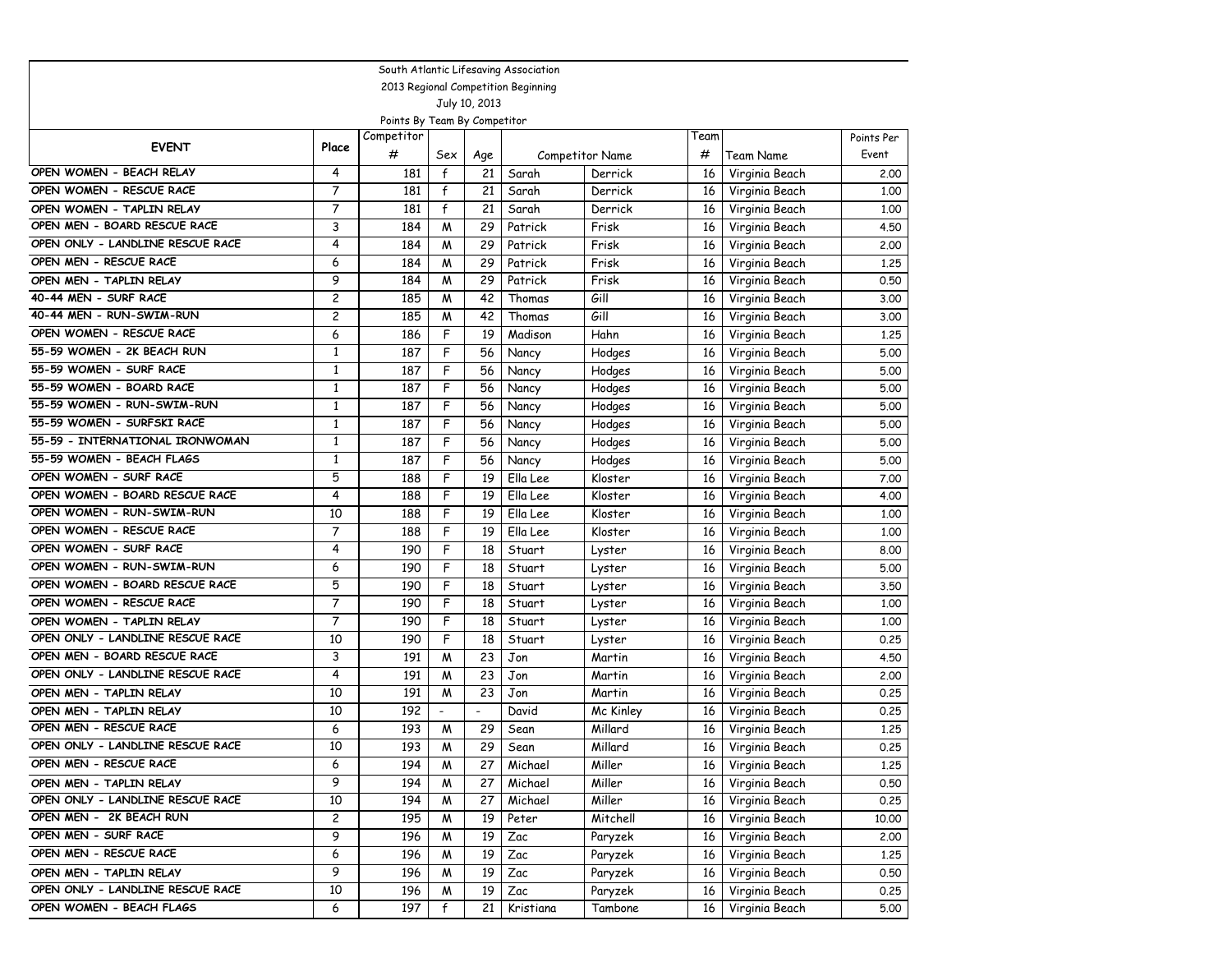South Atlantic Lifesaving Association

2013 Regional Competition Beginning

July 10, 2013

Points By Team By Competitor

| EVENT | Place | Competitor # | Sex | Age | Competitor Name | | Team # | Team Name | Points Per Event |
|---|---|---|---|---|---|---|---|---|---|
| OPEN WOMEN - BEACH RELAY | 4 | 181 | f | 21 | Sarah | Derrick | 16 | Virginia Beach | 2.00 |
| OPEN WOMEN - RESCUE RACE | 7 | 181 | f | 21 | Sarah | Derrick | 16 | Virginia Beach | 1.00 |
| OPEN WOMEN - TAPLIN RELAY | 7 | 181 | f | 21 | Sarah | Derrick | 16 | Virginia Beach | 1.00 |
| OPEN MEN - BOARD RESCUE RACE | 3 | 184 | M | 29 | Patrick | Frisk | 16 | Virginia Beach | 4.50 |
| OPEN ONLY - LANDLINE RESCUE RACE | 4 | 184 | M | 29 | Patrick | Frisk | 16 | Virginia Beach | 2.00 |
| OPEN MEN - RESCUE RACE | 6 | 184 | M | 29 | Patrick | Frisk | 16 | Virginia Beach | 1.25 |
| OPEN MEN - TAPLIN RELAY | 9 | 184 | M | 29 | Patrick | Frisk | 16 | Virginia Beach | 0.50 |
| 40-44 MEN - SURF RACE | 2 | 185 | M | 42 | Thomas | Gill | 16 | Virginia Beach | 3.00 |
| 40-44 MEN - RUN-SWIM-RUN | 2 | 185 | M | 42 | Thomas | Gill | 16 | Virginia Beach | 3.00 |
| OPEN WOMEN - RESCUE RACE | 6 | 186 | F | 19 | Madison | Hahn | 16 | Virginia Beach | 1.25 |
| 55-59 WOMEN - 2K BEACH RUN | 1 | 187 | F | 56 | Nancy | Hodges | 16 | Virginia Beach | 5.00 |
| 55-59 WOMEN - SURF RACE | 1 | 187 | F | 56 | Nancy | Hodges | 16 | Virginia Beach | 5.00 |
| 55-59 WOMEN - BOARD RACE | 1 | 187 | F | 56 | Nancy | Hodges | 16 | Virginia Beach | 5.00 |
| 55-59 WOMEN - RUN-SWIM-RUN | 1 | 187 | F | 56 | Nancy | Hodges | 16 | Virginia Beach | 5.00 |
| 55-59 WOMEN - SURFSKI RACE | 1 | 187 | F | 56 | Nancy | Hodges | 16 | Virginia Beach | 5.00 |
| 55-59 - INTERNATIONAL IRONWOMAN | 1 | 187 | F | 56 | Nancy | Hodges | 16 | Virginia Beach | 5.00 |
| 55-59 WOMEN - BEACH FLAGS | 1 | 187 | F | 56 | Nancy | Hodges | 16 | Virginia Beach | 5.00 |
| OPEN WOMEN - SURF RACE | 5 | 188 | F | 19 | Ella Lee | Kloster | 16 | Virginia Beach | 7.00 |
| OPEN WOMEN - BOARD RESCUE RACE | 4 | 188 | F | 19 | Ella Lee | Kloster | 16 | Virginia Beach | 4.00 |
| OPEN WOMEN - RUN-SWIM-RUN | 10 | 188 | F | 19 | Ella Lee | Kloster | 16 | Virginia Beach | 1.00 |
| OPEN WOMEN - RESCUE RACE | 7 | 188 | F | 19 | Ella Lee | Kloster | 16 | Virginia Beach | 1.00 |
| OPEN WOMEN - SURF RACE | 4 | 190 | F | 18 | Stuart | Lyster | 16 | Virginia Beach | 8.00 |
| OPEN WOMEN - RUN-SWIM-RUN | 6 | 190 | F | 18 | Stuart | Lyster | 16 | Virginia Beach | 5.00 |
| OPEN WOMEN - BOARD RESCUE RACE | 5 | 190 | F | 18 | Stuart | Lyster | 16 | Virginia Beach | 3.50 |
| OPEN WOMEN - RESCUE RACE | 7 | 190 | F | 18 | Stuart | Lyster | 16 | Virginia Beach | 1.00 |
| OPEN WOMEN - TAPLIN RELAY | 7 | 190 | F | 18 | Stuart | Lyster | 16 | Virginia Beach | 1.00 |
| OPEN ONLY - LANDLINE RESCUE RACE | 10 | 190 | F | 18 | Stuart | Lyster | 16 | Virginia Beach | 0.25 |
| OPEN MEN - BOARD RESCUE RACE | 3 | 191 | M | 23 | Jon | Martin | 16 | Virginia Beach | 4.50 |
| OPEN ONLY - LANDLINE RESCUE RACE | 4 | 191 | M | 23 | Jon | Martin | 16 | Virginia Beach | 2.00 |
| OPEN MEN - TAPLIN RELAY | 10 | 191 | M | 23 | Jon | Martin | 16 | Virginia Beach | 0.25 |
| OPEN MEN - TAPLIN RELAY | 10 | 192 | - | - | David | Mc Kinley | 16 | Virginia Beach | 0.25 |
| OPEN MEN - RESCUE RACE | 6 | 193 | M | 29 | Sean | Millard | 16 | Virginia Beach | 1.25 |
| OPEN ONLY - LANDLINE RESCUE RACE | 10 | 193 | M | 29 | Sean | Millard | 16 | Virginia Beach | 0.25 |
| OPEN MEN - RESCUE RACE | 6 | 194 | M | 27 | Michael | Miller | 16 | Virginia Beach | 1.25 |
| OPEN MEN - TAPLIN RELAY | 9 | 194 | M | 27 | Michael | Miller | 16 | Virginia Beach | 0.50 |
| OPEN ONLY - LANDLINE RESCUE RACE | 10 | 194 | M | 27 | Michael | Miller | 16 | Virginia Beach | 0.25 |
| OPEN MEN - 2K BEACH RUN | 2 | 195 | M | 19 | Peter | Mitchell | 16 | Virginia Beach | 10.00 |
| OPEN MEN - SURF RACE | 9 | 196 | M | 19 | Zac | Paryzek | 16 | Virginia Beach | 2.00 |
| OPEN MEN - RESCUE RACE | 6 | 196 | M | 19 | Zac | Paryzek | 16 | Virginia Beach | 1.25 |
| OPEN MEN - TAPLIN RELAY | 9 | 196 | M | 19 | Zac | Paryzek | 16 | Virginia Beach | 0.50 |
| OPEN ONLY - LANDLINE RESCUE RACE | 10 | 196 | M | 19 | Zac | Paryzek | 16 | Virginia Beach | 0.25 |
| OPEN WOMEN - BEACH FLAGS | 6 | 197 | f | 21 | Kristiana | Tambone | 16 | Virginia Beach | 5.00 |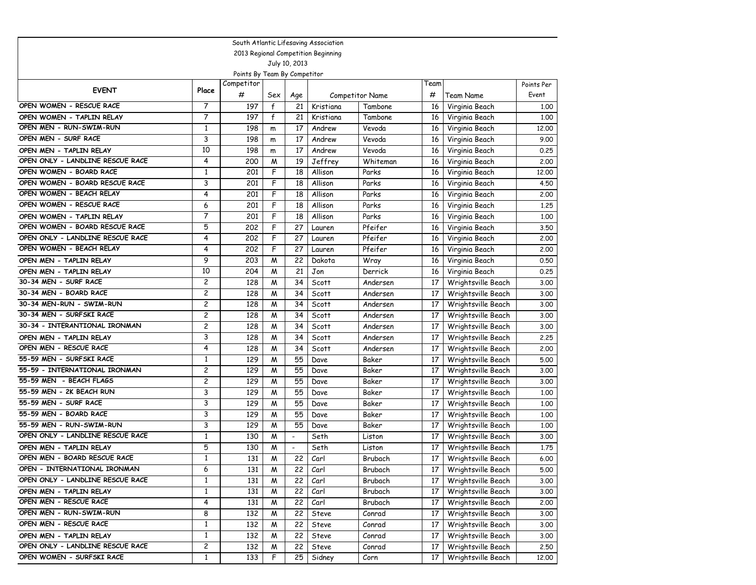South Atlantic Lifesaving Association

2013 Regional Competition Beginning

July 10, 2013

Points By Team By Competitor

| EVENT | Place | Competitor # | Sex | Age | Competitor Name | | Team # | Team Name | Points Per Event |
|---|---|---|---|---|---|---|---|---|---|
| OPEN WOMEN - RESCUE RACE | 7 | 197 | f | 21 | Kristiana | Tambone | 16 | Virginia Beach | 1.00 |
| OPEN WOMEN - TAPLIN RELAY | 7 | 197 | f | 21 | Kristiana | Tambone | 16 | Virginia Beach | 1.00 |
| OPEN MEN - RUN-SWIM-RUN | 1 | 198 | m | 17 | Andrew | Vevoda | 16 | Virginia Beach | 12.00 |
| OPEN MEN - SURF RACE | 3 | 198 | m | 17 | Andrew | Vevoda | 16 | Virginia Beach | 9.00 |
| OPEN MEN - TAPLIN RELAY | 10 | 198 | m | 17 | Andrew | Vevoda | 16 | Virginia Beach | 0.25 |
| OPEN ONLY - LANDLINE RESCUE RACE | 4 | 200 | M | 19 | Jeffrey | Whiteman | 16 | Virginia Beach | 2.00 |
| OPEN WOMEN - BOARD RACE | 1 | 201 | F | 18 | Allison | Parks | 16 | Virginia Beach | 12.00 |
| OPEN WOMEN - BOARD RESCUE RACE | 3 | 201 | F | 18 | Allison | Parks | 16 | Virginia Beach | 4.50 |
| OPEN WOMEN - BEACH RELAY | 4 | 201 | F | 18 | Allison | Parks | 16 | Virginia Beach | 2.00 |
| OPEN WOMEN - RESCUE RACE | 6 | 201 | F | 18 | Allison | Parks | 16 | Virginia Beach | 1.25 |
| OPEN WOMEN - TAPLIN RELAY | 7 | 201 | F | 18 | Allison | Parks | 16 | Virginia Beach | 1.00 |
| OPEN WOMEN - BOARD RESCUE RACE | 5 | 202 | F | 27 | Lauren | Pfeifer | 16 | Virginia Beach | 3.50 |
| OPEN ONLY - LANDLINE RESCUE RACE | 4 | 202 | F | 27 | Lauren | Pfeifer | 16 | Virginia Beach | 2.00 |
| OPEN WOMEN - BEACH RELAY | 4 | 202 | F | 27 | Lauren | Pfeifer | 16 | Virginia Beach | 2.00 |
| OPEN MEN - TAPLIN RELAY | 9 | 203 | M | 22 | Dakota | Wray | 16 | Virginia Beach | 0.50 |
| OPEN MEN - TAPLIN RELAY | 10 | 204 | M | 21 | Jon | Derrick | 16 | Virginia Beach | 0.25 |
| 30-34 MEN - SURF RACE | 2 | 128 | M | 34 | Scott | Andersen | 17 | Wrightsville Beach | 3.00 |
| 30-34 MEN - BOARD RACE | 2 | 128 | M | 34 | Scott | Andersen | 17 | Wrightsville Beach | 3.00 |
| 30-34 MEN-RUN - SWIM-RUN | 2 | 128 | M | 34 | Scott | Andersen | 17 | Wrightsville Beach | 3.00 |
| 30-34 MEN - SURFSKI RACE | 2 | 128 | M | 34 | Scott | Andersen | 17 | Wrightsville Beach | 3.00 |
| 30-34 - INTERANTIONAL IRONMAN | 2 | 128 | M | 34 | Scott | Andersen | 17 | Wrightsville Beach | 3.00 |
| OPEN MEN - TAPLIN RELAY | 3 | 128 | M | 34 | Scott | Andersen | 17 | Wrightsville Beach | 2.25 |
| OPEN MEN - RESCUE RACE | 4 | 128 | M | 34 | Scott | Andersen | 17 | Wrightsville Beach | 2.00 |
| 55-59 MEN - SURFSKI RACE | 1 | 129 | M | 55 | Dave | Baker | 17 | Wrightsville Beach | 5.00 |
| 55-59 - INTERNATIONAL IRONMAN | 2 | 129 | M | 55 | Dave | Baker | 17 | Wrightsville Beach | 3.00 |
| 55-59 MEN - BEACH FLAGS | 2 | 129 | M | 55 | Dave | Baker | 17 | Wrightsville Beach | 3.00 |
| 55-59 MEN - 2K BEACH RUN | 3 | 129 | M | 55 | Dave | Baker | 17 | Wrightsville Beach | 1.00 |
| 55-59 MEN - SURF RACE | 3 | 129 | M | 55 | Dave | Baker | 17 | Wrightsville Beach | 1.00 |
| 55-59 MEN - BOARD RACE | 3 | 129 | M | 55 | Dave | Baker | 17 | Wrightsville Beach | 1.00 |
| 55-59 MEN - RUN-SWIM-RUN | 3 | 129 | M | 55 | Dave | Baker | 17 | Wrightsville Beach | 1.00 |
| OPEN ONLY - LANDLINE RESCUE RACE | 1 | 130 | M | - | Seth | Liston | 17 | Wrightsville Beach | 3.00 |
| OPEN MEN - TAPLIN RELAY | 5 | 130 | M | - | Seth | Liston | 17 | Wrightsville Beach | 1.75 |
| OPEN MEN - BOARD RESCUE RACE | 1 | 131 | M | 22 | Carl | Brubach | 17 | Wrightsville Beach | 6.00 |
| OPEN - INTERNATIONAL IRONMAN | 6 | 131 | M | 22 | Carl | Brubach | 17 | Wrightsville Beach | 5.00 |
| OPEN ONLY - LANDLINE RESCUE RACE | 1 | 131 | M | 22 | Carl | Brubach | 17 | Wrightsville Beach | 3.00 |
| OPEN MEN - TAPLIN RELAY | 1 | 131 | M | 22 | Carl | Brubach | 17 | Wrightsville Beach | 3.00 |
| OPEN MEN - RESCUE RACE | 4 | 131 | M | 22 | Carl | Brubach | 17 | Wrightsville Beach | 2.00 |
| OPEN MEN - RUN-SWIM-RUN | 8 | 132 | M | 22 | Steve | Conrad | 17 | Wrightsville Beach | 3.00 |
| OPEN MEN - RESCUE RACE | 1 | 132 | M | 22 | Steve | Conrad | 17 | Wrightsville Beach | 3.00 |
| OPEN MEN - TAPLIN RELAY | 1 | 132 | M | 22 | Steve | Conrad | 17 | Wrightsville Beach | 3.00 |
| OPEN ONLY - LANDLINE RESCUE RACE | 2 | 132 | M | 22 | Steve | Conrad | 17 | Wrightsville Beach | 2.50 |
| OPEN WOMEN - SURFSKI RACE | 1 | 133 | F | 25 | Sidney | Corn | 17 | Wrightsville Beach | 12.00 |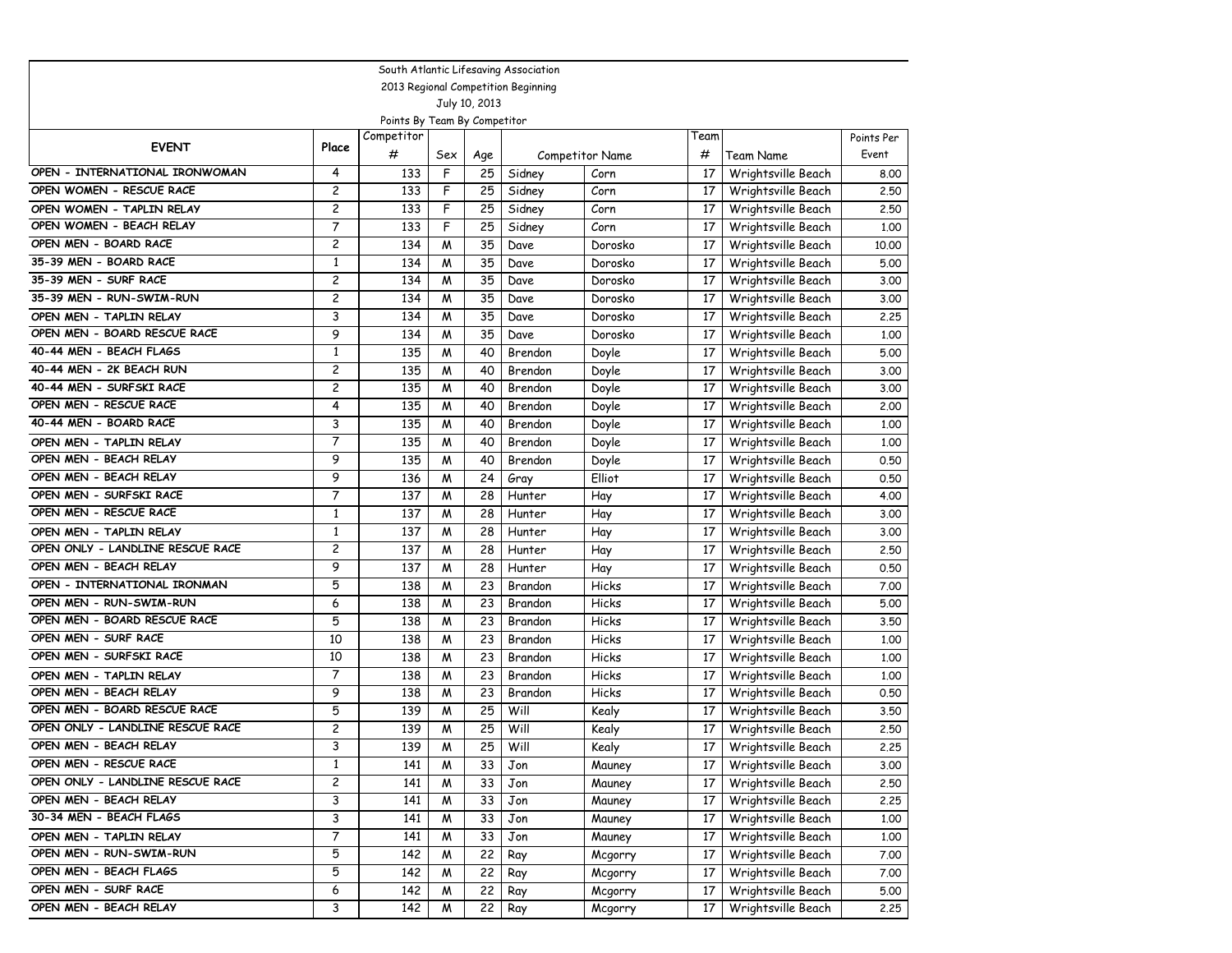South Atlantic Lifesaving Association

2013 Regional Competition Beginning

July 10, 2013

Points By Team By Competitor

| EVENT | Place | Competitor # | Sex | Age | Competitor Name | | Team # | Team Name | Points Per Event |
|---|---|---|---|---|---|---|---|---|---|
| OPEN - INTERNATIONAL IRONWOMAN | 4 | 133 | F | 25 | Sidney | Corn | 17 | Wrightsville Beach | 8.00 |
| OPEN WOMEN - RESCUE RACE | 2 | 133 | F | 25 | Sidney | Corn | 17 | Wrightsville Beach | 2.50 |
| OPEN WOMEN - TAPLIN RELAY | 2 | 133 | F | 25 | Sidney | Corn | 17 | Wrightsville Beach | 2.50 |
| OPEN WOMEN - BEACH RELAY | 7 | 133 | F | 25 | Sidney | Corn | 17 | Wrightsville Beach | 1.00 |
| OPEN MEN - BOARD RACE | 2 | 134 | M | 35 | Dave | Dorosko | 17 | Wrightsville Beach | 10.00 |
| 35-39 MEN - BOARD RACE | 1 | 134 | M | 35 | Dave | Dorosko | 17 | Wrightsville Beach | 5.00 |
| 35-39 MEN - SURF RACE | 2 | 134 | M | 35 | Dave | Dorosko | 17 | Wrightsville Beach | 3.00 |
| 35-39 MEN - RUN-SWIM-RUN | 2 | 134 | M | 35 | Dave | Dorosko | 17 | Wrightsville Beach | 3.00 |
| OPEN MEN - TAPLIN RELAY | 3 | 134 | M | 35 | Dave | Dorosko | 17 | Wrightsville Beach | 2.25 |
| OPEN MEN - BOARD RESCUE RACE | 9 | 134 | M | 35 | Dave | Dorosko | 17 | Wrightsville Beach | 1.00 |
| 40-44 MEN - BEACH FLAGS | 1 | 135 | M | 40 | Brendon | Doyle | 17 | Wrightsville Beach | 5.00 |
| 40-44 MEN - 2K BEACH RUN | 2 | 135 | M | 40 | Brendon | Doyle | 17 | Wrightsville Beach | 3.00 |
| 40-44 MEN - SURFSKI RACE | 2 | 135 | M | 40 | Brendon | Doyle | 17 | Wrightsville Beach | 3.00 |
| OPEN MEN - RESCUE RACE | 4 | 135 | M | 40 | Brendon | Doyle | 17 | Wrightsville Beach | 2.00 |
| 40-44 MEN - BOARD RACE | 3 | 135 | M | 40 | Brendon | Doyle | 17 | Wrightsville Beach | 1.00 |
| OPEN MEN - TAPLIN RELAY | 7 | 135 | M | 40 | Brendon | Doyle | 17 | Wrightsville Beach | 1.00 |
| OPEN MEN - BEACH RELAY | 9 | 135 | M | 40 | Brendon | Doyle | 17 | Wrightsville Beach | 0.50 |
| OPEN MEN - BEACH RELAY | 9 | 136 | M | 24 | Gray | Elliot | 17 | Wrightsville Beach | 0.50 |
| OPEN MEN - SURFSKI RACE | 7 | 137 | M | 28 | Hunter | Hay | 17 | Wrightsville Beach | 4.00 |
| OPEN MEN - RESCUE RACE | 1 | 137 | M | 28 | Hunter | Hay | 17 | Wrightsville Beach | 3.00 |
| OPEN MEN - TAPLIN RELAY | 1 | 137 | M | 28 | Hunter | Hay | 17 | Wrightsville Beach | 3.00 |
| OPEN ONLY - LANDLINE RESCUE RACE | 2 | 137 | M | 28 | Hunter | Hay | 17 | Wrightsville Beach | 2.50 |
| OPEN MEN - BEACH RELAY | 9 | 137 | M | 28 | Hunter | Hay | 17 | Wrightsville Beach | 0.50 |
| OPEN - INTERNATIONAL IRONMAN | 5 | 138 | M | 23 | Brandon | Hicks | 17 | Wrightsville Beach | 7.00 |
| OPEN MEN - RUN-SWIM-RUN | 6 | 138 | M | 23 | Brandon | Hicks | 17 | Wrightsville Beach | 5.00 |
| OPEN MEN - BOARD RESCUE RACE | 5 | 138 | M | 23 | Brandon | Hicks | 17 | Wrightsville Beach | 3.50 |
| OPEN MEN - SURF RACE | 10 | 138 | M | 23 | Brandon | Hicks | 17 | Wrightsville Beach | 1.00 |
| OPEN MEN - SURFSKI RACE | 10 | 138 | M | 23 | Brandon | Hicks | 17 | Wrightsville Beach | 1.00 |
| OPEN MEN - TAPLIN RELAY | 7 | 138 | M | 23 | Brandon | Hicks | 17 | Wrightsville Beach | 1.00 |
| OPEN MEN - BEACH RELAY | 9 | 138 | M | 23 | Brandon | Hicks | 17 | Wrightsville Beach | 0.50 |
| OPEN MEN - BOARD RESCUE RACE | 5 | 139 | M | 25 | Will | Kealy | 17 | Wrightsville Beach | 3.50 |
| OPEN ONLY - LANDLINE RESCUE RACE | 2 | 139 | M | 25 | Will | Kealy | 17 | Wrightsville Beach | 2.50 |
| OPEN MEN - BEACH RELAY | 3 | 139 | M | 25 | Will | Kealy | 17 | Wrightsville Beach | 2.25 |
| OPEN MEN - RESCUE RACE | 1 | 141 | M | 33 | Jon | Mauney | 17 | Wrightsville Beach | 3.00 |
| OPEN ONLY - LANDLINE RESCUE RACE | 2 | 141 | M | 33 | Jon | Mauney | 17 | Wrightsville Beach | 2.50 |
| OPEN MEN - BEACH RELAY | 3 | 141 | M | 33 | Jon | Mauney | 17 | Wrightsville Beach | 2.25 |
| 30-34 MEN - BEACH FLAGS | 3 | 141 | M | 33 | Jon | Mauney | 17 | Wrightsville Beach | 1.00 |
| OPEN MEN - TAPLIN RELAY | 7 | 141 | M | 33 | Jon | Mauney | 17 | Wrightsville Beach | 1.00 |
| OPEN MEN - RUN-SWIM-RUN | 5 | 142 | M | 22 | Ray | Mcgorry | 17 | Wrightsville Beach | 7.00 |
| OPEN MEN - BEACH FLAGS | 5 | 142 | M | 22 | Ray | Mcgorry | 17 | Wrightsville Beach | 7.00 |
| OPEN MEN - SURF RACE | 6 | 142 | M | 22 | Ray | Mcgorry | 17 | Wrightsville Beach | 5.00 |
| OPEN MEN - BEACH RELAY | 3 | 142 | M | 22 | Ray | Mcgorry | 17 | Wrightsville Beach | 2.25 |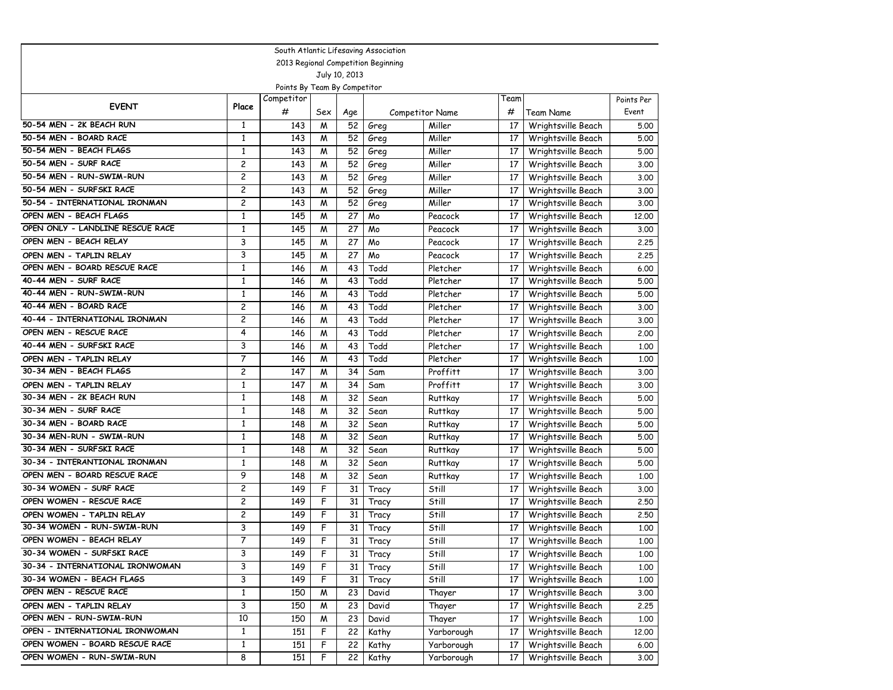South Atlantic Lifesaving Association

2013 Regional Competition Beginning

July 10, 2013

Points By Team By Competitor

| EVENT | Place | Competitor # | Sex | Age | Competitor Name | | Team # | Team Name | Points Per Event |
|---|---|---|---|---|---|---|---|---|---|
| 50-54 MEN - 2K BEACH RUN | 1 | 143 | M | 52 | Greg | Miller | 17 | Wrightsville Beach | 5.00 |
| 50-54 MEN - BOARD RACE | 1 | 143 | M | 52 | Greg | Miller | 17 | Wrightsville Beach | 5.00 |
| 50-54 MEN - BEACH FLAGS | 1 | 143 | M | 52 | Greg | Miller | 17 | Wrightsville Beach | 5.00 |
| 50-54 MEN - SURF RACE | 2 | 143 | M | 52 | Greg | Miller | 17 | Wrightsville Beach | 3.00 |
| 50-54 MEN - RUN-SWIM-RUN | 2 | 143 | M | 52 | Greg | Miller | 17 | Wrightsville Beach | 3.00 |
| 50-54 MEN - SURFSKI RACE | 2 | 143 | M | 52 | Greg | Miller | 17 | Wrightsville Beach | 3.00 |
| 50-54 - INTERNATIONAL IRONMAN | 2 | 143 | M | 52 | Greg | Miller | 17 | Wrightsville Beach | 3.00 |
| OPEN MEN - BEACH FLAGS | 1 | 145 | M | 27 | Mo | Peacock | 17 | Wrightsville Beach | 12.00 |
| OPEN ONLY - LANDLINE RESCUE RACE | 1 | 145 | M | 27 | Mo | Peacock | 17 | Wrightsville Beach | 3.00 |
| OPEN MEN - BEACH RELAY | 3 | 145 | M | 27 | Mo | Peacock | 17 | Wrightsville Beach | 2.25 |
| OPEN MEN - TAPLIN RELAY | 3 | 145 | M | 27 | Mo | Peacock | 17 | Wrightsville Beach | 2.25 |
| OPEN MEN - BOARD RESCUE RACE | 1 | 146 | M | 43 | Todd | Pletcher | 17 | Wrightsville Beach | 6.00 |
| 40-44 MEN - SURF RACE | 1 | 146 | M | 43 | Todd | Pletcher | 17 | Wrightsville Beach | 5.00 |
| 40-44 MEN - RUN-SWIM-RUN | 1 | 146 | M | 43 | Todd | Pletcher | 17 | Wrightsville Beach | 5.00 |
| 40-44 MEN - BOARD RACE | 2 | 146 | M | 43 | Todd | Pletcher | 17 | Wrightsville Beach | 3.00 |
| 40-44 - INTERNATIONAL IRONMAN | 2 | 146 | M | 43 | Todd | Pletcher | 17 | Wrightsville Beach | 3.00 |
| OPEN MEN - RESCUE RACE | 4 | 146 | M | 43 | Todd | Pletcher | 17 | Wrightsville Beach | 2.00 |
| 40-44 MEN - SURFSKI RACE | 3 | 146 | M | 43 | Todd | Pletcher | 17 | Wrightsville Beach | 1.00 |
| OPEN MEN - TAPLIN RELAY | 7 | 146 | M | 43 | Todd | Pletcher | 17 | Wrightsville Beach | 1.00 |
| 30-34 MEN - BEACH FLAGS | 2 | 147 | M | 34 | Sam | Proffitt | 17 | Wrightsville Beach | 3.00 |
| OPEN MEN - TAPLIN RELAY | 1 | 147 | M | 34 | Sam | Proffitt | 17 | Wrightsville Beach | 3.00 |
| 30-34 MEN - 2K BEACH RUN | 1 | 148 | M | 32 | Sean | Ruttkay | 17 | Wrightsville Beach | 5.00 |
| 30-34 MEN - SURF RACE | 1 | 148 | M | 32 | Sean | Ruttkay | 17 | Wrightsville Beach | 5.00 |
| 30-34 MEN - BOARD RACE | 1 | 148 | M | 32 | Sean | Ruttkay | 17 | Wrightsville Beach | 5.00 |
| 30-34 MEN-RUN - SWIM-RUN | 1 | 148 | M | 32 | Sean | Ruttkay | 17 | Wrightsville Beach | 5.00 |
| 30-34 MEN - SURFSKI RACE | 1 | 148 | M | 32 | Sean | Ruttkay | 17 | Wrightsville Beach | 5.00 |
| 30-34 - INTERANTIONAL IRONMAN | 1 | 148 | M | 32 | Sean | Ruttkay | 17 | Wrightsville Beach | 5.00 |
| OPEN MEN - BOARD RESCUE RACE | 9 | 148 | M | 32 | Sean | Ruttkay | 17 | Wrightsville Beach | 1.00 |
| 30-34 WOMEN - SURF RACE | 2 | 149 | F | 31 | Tracy | Still | 17 | Wrightsville Beach | 3.00 |
| OPEN WOMEN - RESCUE RACE | 2 | 149 | F | 31 | Tracy | Still | 17 | Wrightsville Beach | 2.50 |
| OPEN WOMEN - TAPLIN RELAY | 2 | 149 | F | 31 | Tracy | Still | 17 | Wrightsville Beach | 2.50 |
| 30-34 WOMEN - RUN-SWIM-RUN | 3 | 149 | F | 31 | Tracy | Still | 17 | Wrightsville Beach | 1.00 |
| OPEN WOMEN - BEACH RELAY | 7 | 149 | F | 31 | Tracy | Still | 17 | Wrightsville Beach | 1.00 |
| 30-34 WOMEN - SURFSKI RACE | 3 | 149 | F | 31 | Tracy | Still | 17 | Wrightsville Beach | 1.00 |
| 30-34 - INTERNATIONAL IRONWOMAN | 3 | 149 | F | 31 | Tracy | Still | 17 | Wrightsville Beach | 1.00 |
| 30-34 WOMEN - BEACH FLAGS | 3 | 149 | F | 31 | Tracy | Still | 17 | Wrightsville Beach | 1.00 |
| OPEN MEN - RESCUE RACE | 1 | 150 | M | 23 | David | Thayer | 17 | Wrightsville Beach | 3.00 |
| OPEN MEN - TAPLIN RELAY | 3 | 150 | M | 23 | David | Thayer | 17 | Wrightsville Beach | 2.25 |
| OPEN MEN - RUN-SWIM-RUN | 10 | 150 | M | 23 | David | Thayer | 17 | Wrightsville Beach | 1.00 |
| OPEN - INTERNATIONAL IRONWOMAN | 1 | 151 | F | 22 | Kathy | Yarborough | 17 | Wrightsville Beach | 12.00 |
| OPEN WOMEN - BOARD RESCUE RACE | 1 | 151 | F | 22 | Kathy | Yarborough | 17 | Wrightsville Beach | 6.00 |
| OPEN WOMEN - RUN-SWIM-RUN | 8 | 151 | F | 22 | Kathy | Yarborough | 17 | Wrightsville Beach | 3.00 |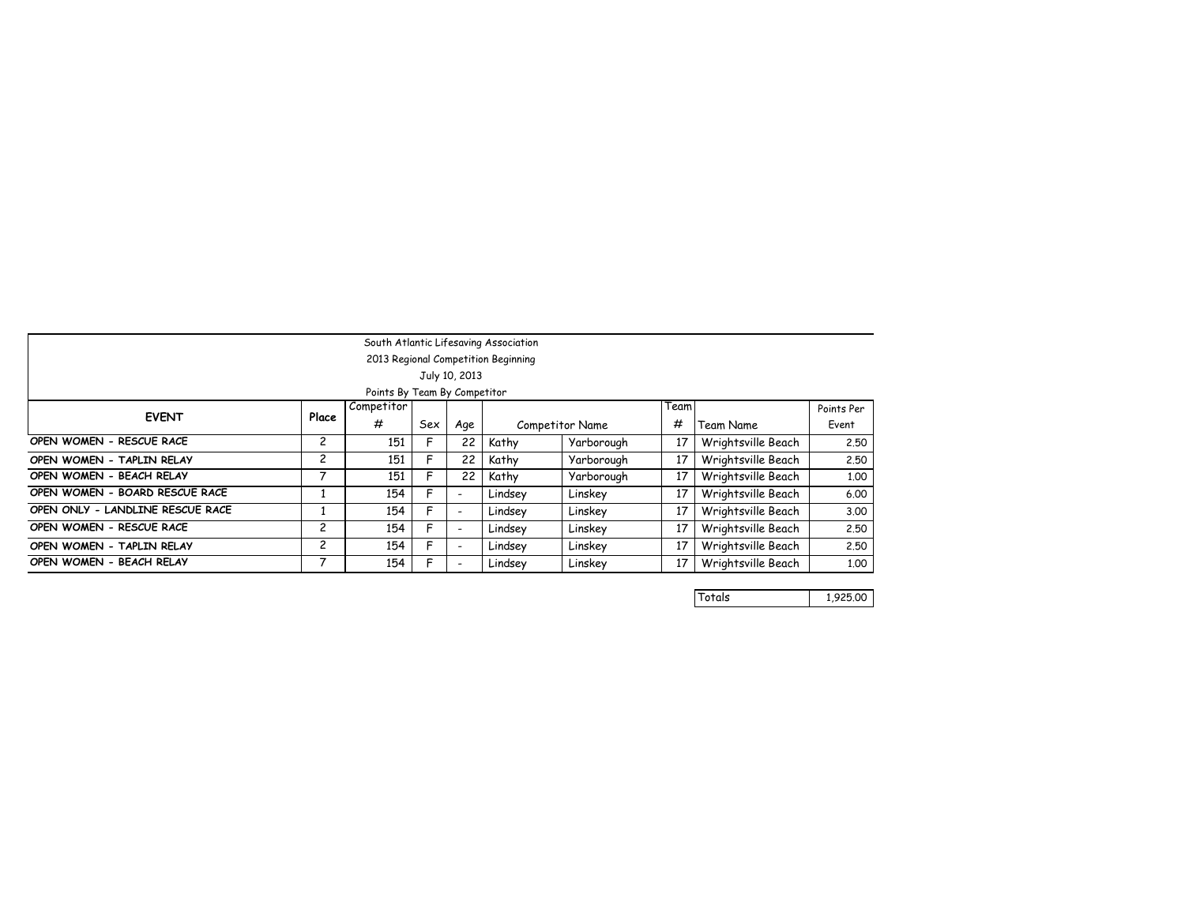South Atlantic Lifesaving Association

2013 Regional Competition Beginning

July 10, 2013

Points By Team By Competitor

| EVENT | Place | Competitor # | Sex | Age | Competitor Name | | Team # | Team Name | Points Per Event |
|---|---|---|---|---|---|---|---|---|---|
| OPEN WOMEN - RESCUE RACE | 2 | 151 | F | 22 | Kathy | Yarborough | 17 | Wrightsville Beach | 2.50 |
| OPEN WOMEN - TAPLIN RELAY | 2 | 151 | F | 22 | Kathy | Yarborough | 17 | Wrightsville Beach | 2.50 |
| OPEN WOMEN - BEACH RELAY | 7 | 151 | F | 22 | Kathy | Yarborough | 17 | Wrightsville Beach | 1.00 |
| OPEN WOMEN - BOARD RESCUE RACE | 1 | 154 | F | - | Lindsey | Linskey | 17 | Wrightsville Beach | 6.00 |
| OPEN ONLY - LANDLINE RESCUE RACE | 1 | 154 | F | - | Lindsey | Linskey | 17 | Wrightsville Beach | 3.00 |
| OPEN WOMEN - RESCUE RACE | 2 | 154 | F | - | Lindsey | Linskey | 17 | Wrightsville Beach | 2.50 |
| OPEN WOMEN - TAPLIN RELAY | 2 | 154 | F | - | Lindsey | Linskey | 17 | Wrightsville Beach | 2.50 |
| OPEN WOMEN - BEACH RELAY | 7 | 154 | F | - | Lindsey | Linskey | 17 | Wrightsville Beach | 1.00 |

| | |
|---|---|
| Totals | 1,925.00 |